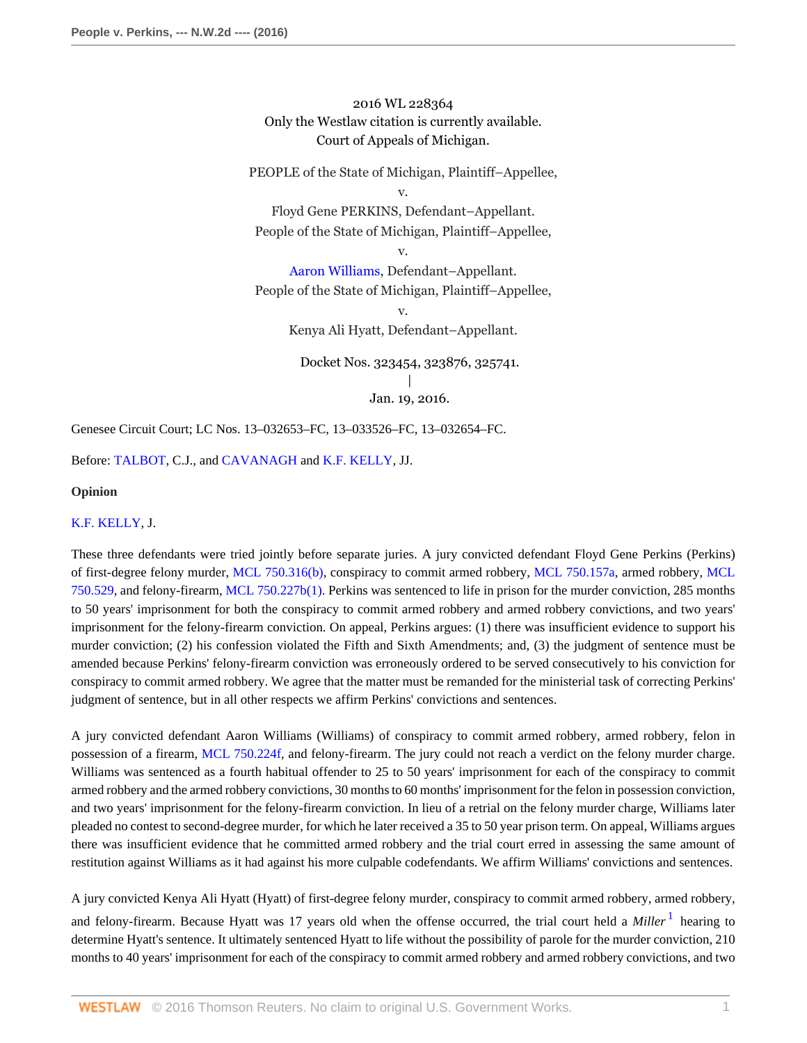2016 WL 228364
Only the Westlaw citation is currently available.
Court of Appeals of Michigan.

PEOPLE of the State of Michigan, Plaintiff–Appellee,
v.
Floyd Gene PERKINS, Defendant–Appellant.
People of the State of Michigan, Plaintiff–Appellee,
v.
Aaron Williams, Defendant–Appellant.
People of the State of Michigan, Plaintiff–Appellee,
v.
Kenya Ali Hyatt, Defendant–Appellant.

Docket Nos. 323454, 323876, 325741.
|
Jan. 19, 2016.

Genesee Circuit Court; LC Nos. 13–032653–FC, 13–033526–FC, 13–032654–FC.

Before: TALBOT, C.J., and CAVANAGH and K.F. KELLY, JJ.

**Opinion**

K.F. KELLY, J.

These three defendants were tried jointly before separate juries. A jury convicted defendant Floyd Gene Perkins (Perkins) of first-degree felony murder, MCL 750.316(b), conspiracy to commit armed robbery, MCL 750.157a, armed robbery, MCL 750.529, and felony-firearm, MCL 750.227b(1). Perkins was sentenced to life in prison for the murder conviction, 285 months to 50 years' imprisonment for both the conspiracy to commit armed robbery and armed robbery convictions, and two years' imprisonment for the felony-firearm conviction. On appeal, Perkins argues: (1) there was insufficient evidence to support his murder conviction; (2) his confession violated the Fifth and Sixth Amendments; and, (3) the judgment of sentence must be amended because Perkins' felony-firearm conviction was erroneously ordered to be served consecutively to his conviction for conspiracy to commit armed robbery. We agree that the matter must be remanded for the ministerial task of correcting Perkins' judgment of sentence, but in all other respects we affirm Perkins' convictions and sentences.

A jury convicted defendant Aaron Williams (Williams) of conspiracy to commit armed robbery, armed robbery, felon in possession of a firearm, MCL 750.224f, and felony-firearm. The jury could not reach a verdict on the felony murder charge. Williams was sentenced as a fourth habitual offender to 25 to 50 years' imprisonment for each of the conspiracy to commit armed robbery and the armed robbery convictions, 30 months to 60 months' imprisonment for the felon in possession conviction, and two years' imprisonment for the felony-firearm conviction. In lieu of a retrial on the felony murder charge, Williams later pleaded no contest to second-degree murder, for which he later received a 35 to 50 year prison term. On appeal, Williams argues there was insufficient evidence that he committed armed robbery and the trial court erred in assessing the same amount of restitution against Williams as it had against his more culpable codefendants. We affirm Williams' convictions and sentences.

A jury convicted Kenya Ali Hyatt (Hyatt) of first-degree felony murder, conspiracy to commit armed robbery, armed robbery, and felony-firearm. Because Hyatt was 17 years old when the offense occurred, the trial court held a *Miller*[1] hearing to determine Hyatt's sentence. It ultimately sentenced Hyatt to life without the possibility of parole for the murder conviction, 210 months to 40 years' imprisonment for each of the conspiracy to commit armed robbery and armed robbery convictions, and two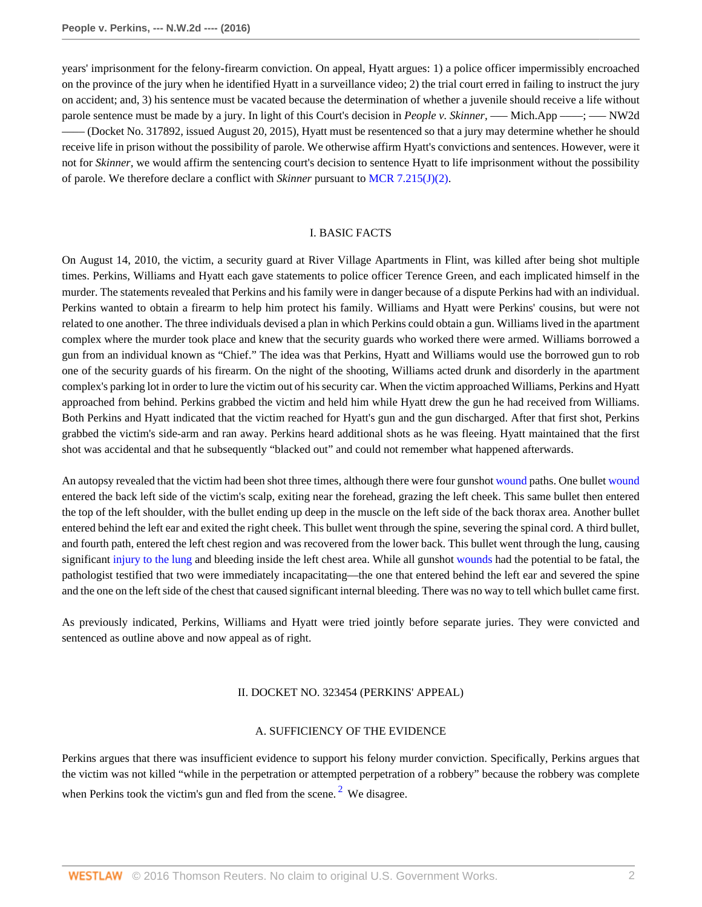years' imprisonment for the felony-firearm conviction. On appeal, Hyatt argues: 1) a police officer impermissibly encroached on the province of the jury when he identified Hyatt in a surveillance video; 2) the trial court erred in failing to instruct the jury on accident; and, 3) his sentence must be vacated because the determination of whether a juvenile should receive a life without parole sentence must be made by a jury. In light of this Court's decision in *People v. Skinner,* ––– Mich.App ––––; ––– NW2d –––– (Docket No. 317892, issued August 20, 2015), Hyatt must be resentenced so that a jury may determine whether he should receive life in prison without the possibility of parole. We otherwise affirm Hyatt's convictions and sentences. However, were it not for *Skinner,* we would affirm the sentencing court's decision to sentence Hyatt to life imprisonment without the possibility of parole. We therefore declare a conflict with *Skinner* pursuant to MCR 7.215(J)(2).

## I. BASIC FACTS

On August 14, 2010, the victim, a security guard at River Village Apartments in Flint, was killed after being shot multiple times. Perkins, Williams and Hyatt each gave statements to police officer Terence Green, and each implicated himself in the murder. The statements revealed that Perkins and his family were in danger because of a dispute Perkins had with an individual. Perkins wanted to obtain a firearm to help him protect his family. Williams and Hyatt were Perkins' cousins, but were not related to one another. The three individuals devised a plan in which Perkins could obtain a gun. Williams lived in the apartment complex where the murder took place and knew that the security guards who worked there were armed. Williams borrowed a gun from an individual known as "Chief." The idea was that Perkins, Hyatt and Williams would use the borrowed gun to rob one of the security guards of his firearm. On the night of the shooting, Williams acted drunk and disorderly in the apartment complex's parking lot in order to lure the victim out of his security car. When the victim approached Williams, Perkins and Hyatt approached from behind. Perkins grabbed the victim and held him while Hyatt drew the gun he had received from Williams. Both Perkins and Hyatt indicated that the victim reached for Hyatt's gun and the gun discharged. After that first shot, Perkins grabbed the victim's side-arm and ran away. Perkins heard additional shots as he was fleeing. Hyatt maintained that the first shot was accidental and that he subsequently "blacked out" and could not remember what happened afterwards.

An autopsy revealed that the victim had been shot three times, although there were four gunshot wound paths. One bullet wound entered the back left side of the victim's scalp, exiting near the forehead, grazing the left cheek. This same bullet then entered the top of the left shoulder, with the bullet ending up deep in the muscle on the left side of the back thorax area. Another bullet entered behind the left ear and exited the right cheek. This bullet went through the spine, severing the spinal cord. A third bullet, and fourth path, entered the left chest region and was recovered from the lower back. This bullet went through the lung, causing significant injury to the lung and bleeding inside the left chest area. While all gunshot wounds had the potential to be fatal, the pathologist testified that two were immediately incapacitating—the one that entered behind the left ear and severed the spine and the one on the left side of the chest that caused significant internal bleeding. There was no way to tell which bullet came first.

As previously indicated, Perkins, Williams and Hyatt were tried jointly before separate juries. They were convicted and sentenced as outline above and now appeal as of right.

## II. DOCKET NO. 323454 (PERKINS' APPEAL)

### A. SUFFICIENCY OF THE EVIDENCE

Perkins argues that there was insufficient evidence to support his felony murder conviction. Specifically, Perkins argues that the victim was not killed "while in the perpetration or attempted perpetration of a robbery" because the robbery was complete when Perkins took the victim's gun and fled from the scene. [2] We disagree.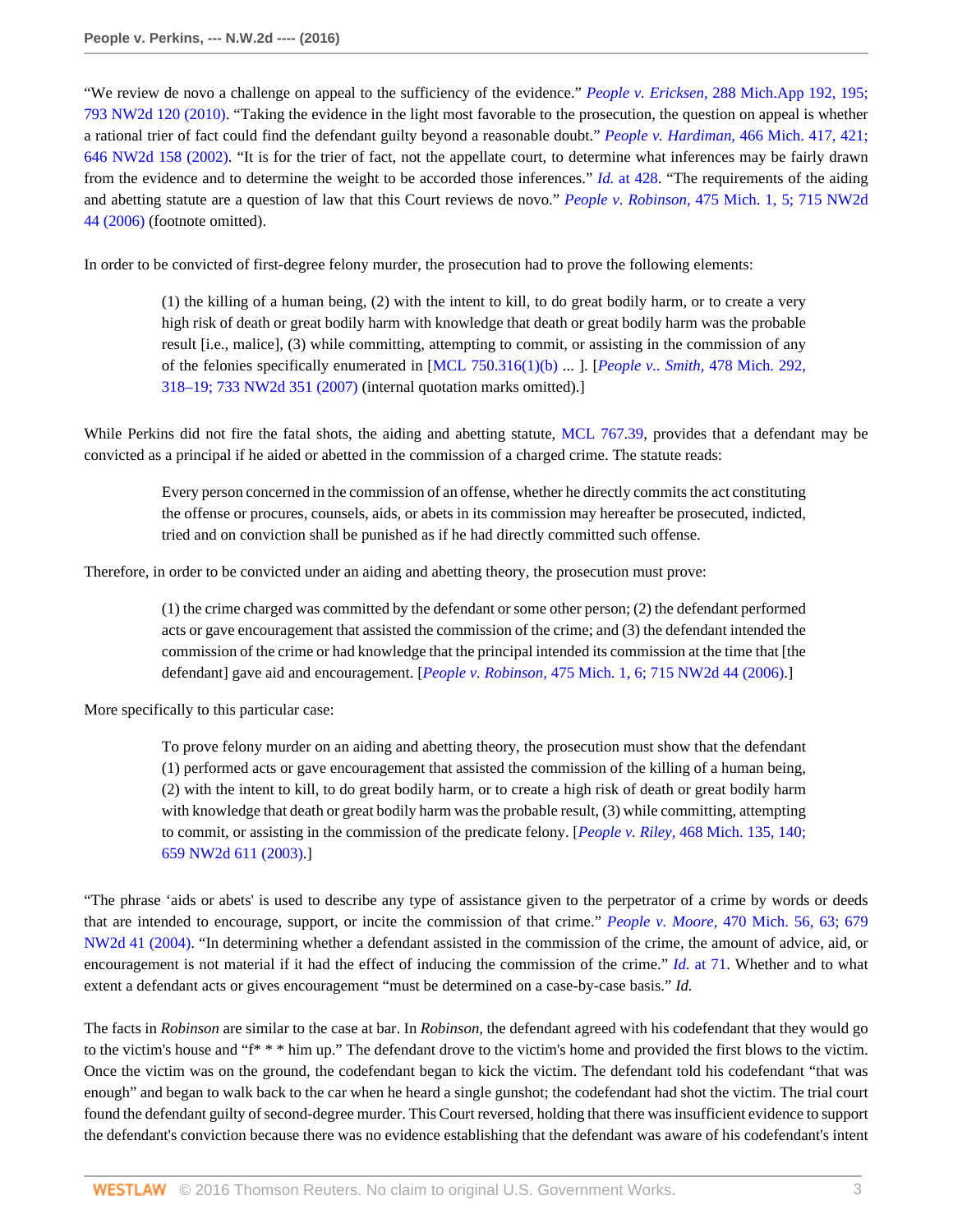"We review de novo a challenge on appeal to the sufficiency of the evidence." *People v. Ericksen,* 288 Mich.App 192, 195; 793 NW2d 120 (2010). "Taking the evidence in the light most favorable to the prosecution, the question on appeal is whether a rational trier of fact could find the defendant guilty beyond a reasonable doubt." *People v. Hardiman,* 466 Mich. 417, 421; 646 NW2d 158 (2002). "It is for the trier of fact, not the appellate court, to determine what inferences may be fairly drawn from the evidence and to determine the weight to be accorded those inferences." *Id.* at 428. "The requirements of the aiding and abetting statute are a question of law that this Court reviews de novo." *People v. Robinson,* 475 Mich. 1, 5; 715 NW2d 44 (2006) (footnote omitted).

In order to be convicted of first-degree felony murder, the prosecution had to prove the following elements:

> (1) the killing of a human being, (2) with the intent to kill, to do great bodily harm, or to create a very high risk of death or great bodily harm with knowledge that death or great bodily harm was the probable result [i.e., malice], (3) while committing, attempting to commit, or assisting in the commission of any of the felonies specifically enumerated in [MCL 750.316(1)(b) ... ]. [*People v.. Smith,* 478 Mich. 292, 318–19; 733 NW2d 351 (2007) (internal quotation marks omitted).]

While Perkins did not fire the fatal shots, the aiding and abetting statute, MCL 767.39, provides that a defendant may be convicted as a principal if he aided or abetted in the commission of a charged crime. The statute reads:

> Every person concerned in the commission of an offense, whether he directly commits the act constituting the offense or procures, counsels, aids, or abets in its commission may hereafter be prosecuted, indicted, tried and on conviction shall be punished as if he had directly committed such offense.

Therefore, in order to be convicted under an aiding and abetting theory, the prosecution must prove:

> (1) the crime charged was committed by the defendant or some other person; (2) the defendant performed acts or gave encouragement that assisted the commission of the crime; and (3) the defendant intended the commission of the crime or had knowledge that the principal intended its commission at the time that [the defendant] gave aid and encouragement. [*People v. Robinson,* 475 Mich. 1, 6; 715 NW2d 44 (2006).]

More specifically to this particular case:

> To prove felony murder on an aiding and abetting theory, the prosecution must show that the defendant (1) performed acts or gave encouragement that assisted the commission of the killing of a human being, (2) with the intent to kill, to do great bodily harm, or to create a high risk of death or great bodily harm with knowledge that death or great bodily harm was the probable result, (3) while committing, attempting to commit, or assisting in the commission of the predicate felony. [*People v. Riley,* 468 Mich. 135, 140; 659 NW2d 611 (2003).]

"The phrase 'aids or abets' is used to describe any type of assistance given to the perpetrator of a crime by words or deeds that are intended to encourage, support, or incite the commission of that crime." *People v. Moore,* 470 Mich. 56, 63; 679 NW2d 41 (2004). "In determining whether a defendant assisted in the commission of the crime, the amount of advice, aid, or encouragement is not material if it had the effect of inducing the commission of the crime." *Id.* at 71. Whether and to what extent a defendant acts or gives encouragement "must be determined on a case-by-case basis." *Id.*

The facts in *Robinson* are similar to the case at bar. In *Robinson,* the defendant agreed with his codefendant that they would go to the victim's house and "f* * * him up." The defendant drove to the victim's home and provided the first blows to the victim. Once the victim was on the ground, the codefendant began to kick the victim. The defendant told his codefendant "that was enough" and began to walk back to the car when he heard a single gunshot; the codefendant had shot the victim. The trial court found the defendant guilty of second-degree murder. This Court reversed, holding that there was insufficient evidence to support the defendant's conviction because there was no evidence establishing that the defendant was aware of his codefendant's intent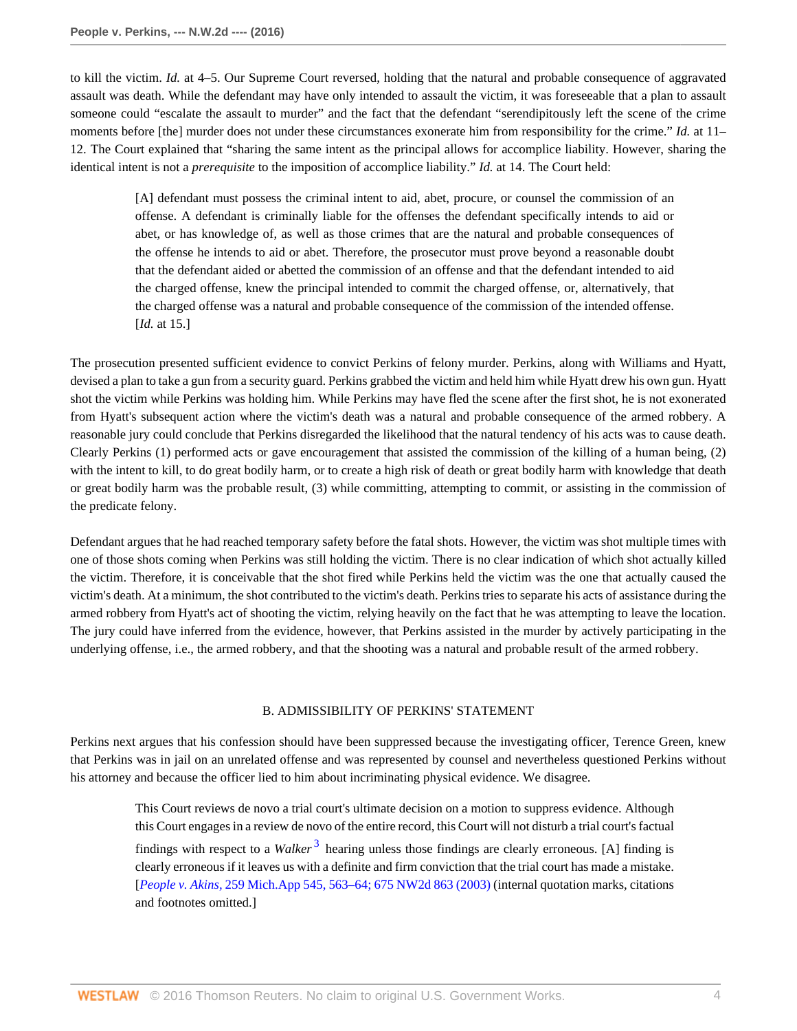to kill the victim. *Id.* at 4–5. Our Supreme Court reversed, holding that the natural and probable consequence of aggravated assault was death. While the defendant may have only intended to assault the victim, it was foreseeable that a plan to assault someone could "escalate the assault to murder" and the fact that the defendant "serendipitously left the scene of the crime moments before [the] murder does not under these circumstances exonerate him from responsibility for the crime." *Id.* at 11–12. The Court explained that "sharing the same intent as the principal allows for accomplice liability. However, sharing the identical intent is not a *prerequisite* to the imposition of accomplice liability." *Id.* at 14. The Court held:

> [A] defendant must possess the criminal intent to aid, abet, procure, or counsel the commission of an offense. A defendant is criminally liable for the offenses the defendant specifically intends to aid or abet, or has knowledge of, as well as those crimes that are the natural and probable consequences of the offense he intends to aid or abet. Therefore, the prosecutor must prove beyond a reasonable doubt that the defendant aided or abetted the commission of an offense and that the defendant intended to aid the charged offense, knew the principal intended to commit the charged offense, or, alternatively, that the charged offense was a natural and probable consequence of the commission of the intended offense. [*Id.* at 15.]

The prosecution presented sufficient evidence to convict Perkins of felony murder. Perkins, along with Williams and Hyatt, devised a plan to take a gun from a security guard. Perkins grabbed the victim and held him while Hyatt drew his own gun. Hyatt shot the victim while Perkins was holding him. While Perkins may have fled the scene after the first shot, he is not exonerated from Hyatt's subsequent action where the victim's death was a natural and probable consequence of the armed robbery. A reasonable jury could conclude that Perkins disregarded the likelihood that the natural tendency of his acts was to cause death. Clearly Perkins (1) performed acts or gave encouragement that assisted the commission of the killing of a human being, (2) with the intent to kill, to do great bodily harm, or to create a high risk of death or great bodily harm with knowledge that death or great bodily harm was the probable result, (3) while committing, attempting to commit, or assisting in the commission of the predicate felony.

Defendant argues that he had reached temporary safety before the fatal shots. However, the victim was shot multiple times with one of those shots coming when Perkins was still holding the victim. There is no clear indication of which shot actually killed the victim. Therefore, it is conceivable that the shot fired while Perkins held the victim was the one that actually caused the victim's death. At a minimum, the shot contributed to the victim's death. Perkins tries to separate his acts of assistance during the armed robbery from Hyatt's act of shooting the victim, relying heavily on the fact that he was attempting to leave the location. The jury could have inferred from the evidence, however, that Perkins assisted in the murder by actively participating in the underlying offense, i.e., the armed robbery, and that the shooting was a natural and probable result of the armed robbery.

### B. ADMISSIBILITY OF PERKINS' STATEMENT

Perkins next argues that his confession should have been suppressed because the investigating officer, Terence Green, knew that Perkins was in jail on an unrelated offense and was represented by counsel and nevertheless questioned Perkins without his attorney and because the officer lied to him about incriminating physical evidence. We disagree.

> This Court reviews de novo a trial court's ultimate decision on a motion to suppress evidence. Although this Court engages in a review de novo of the entire record, this Court will not disturb a trial court's factual findings with respect to a *Walker*[3] hearing unless those findings are clearly erroneous. [A] finding is clearly erroneous if it leaves us with a definite and firm conviction that the trial court has made a mistake. [*People v. Akins,* 259 Mich.App 545, 563–64; 675 NW2d 863 (2003) (internal quotation marks, citations and footnotes omitted.]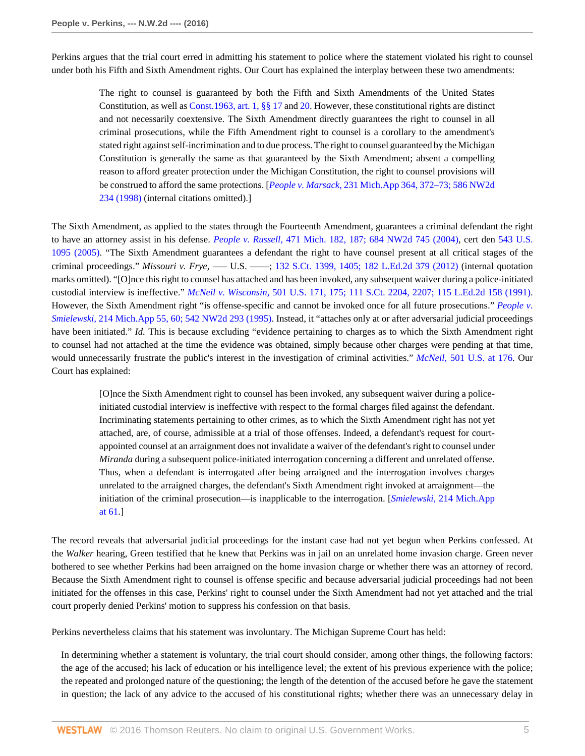Perkins argues that the trial court erred in admitting his statement to police where the statement violated his right to counsel under both his Fifth and Sixth Amendment rights. Our Court has explained the interplay between these two amendments:

> The right to counsel is guaranteed by both the Fifth and Sixth Amendments of the United States Constitution, as well as Const.1963, art. 1, §§ 17 and 20. However, these constitutional rights are distinct and not necessarily coextensive. The Sixth Amendment directly guarantees the right to counsel in all criminal prosecutions, while the Fifth Amendment right to counsel is a corollary to the amendment's stated right against self-incrimination and to due process. The right to counsel guaranteed by the Michigan Constitution is generally the same as that guaranteed by the Sixth Amendment; absent a compelling reason to afford greater protection under the Michigan Constitution, the right to counsel provisions will be construed to afford the same protections. [*People v. Marsack,* 231 Mich.App 364, 372–73; 586 NW2d 234 (1998) (internal citations omitted).]

The Sixth Amendment, as applied to the states through the Fourteenth Amendment, guarantees a criminal defendant the right to have an attorney assist in his defense. *People v. Russell,* 471 Mich. 182, 187; 684 NW2d 745 (2004), cert den 543 U.S. 1095 (2005). "The Sixth Amendment guarantees a defendant the right to have counsel present at all critical stages of the criminal proceedings." *Missouri v. Frye,* ––– U.S. ––––; 132 S.Ct. 1399, 1405; 182 L.Ed.2d 379 (2012) (internal quotation marks omitted). "[O]nce this right to counsel has attached and has been invoked, any subsequent waiver during a police-initiated custodial interview is ineffective." *McNeil v. Wisconsin,* 501 U.S. 171, 175; 111 S.Ct. 2204, 2207; 115 L.Ed.2d 158 (1991). However, the Sixth Amendment right "is offense-specific and cannot be invoked once for all future prosecutions." *People v. Smielewski,* 214 Mich.App 55, 60; 542 NW2d 293 (1995). Instead, it "attaches only at or after adversarial judicial proceedings have been initiated." *Id.* This is because excluding "evidence pertaining to charges as to which the Sixth Amendment right to counsel had not attached at the time the evidence was obtained, simply because other charges were pending at that time, would unnecessarily frustrate the public's interest in the investigation of criminal activities." *McNeil,* 501 U.S. at 176. Our Court has explained:

> [O]nce the Sixth Amendment right to counsel has been invoked, any subsequent waiver during a police-initiated custodial interview is ineffective with respect to the formal charges filed against the defendant. Incriminating statements pertaining to other crimes, as to which the Sixth Amendment right has not yet attached, are, of course, admissible at a trial of those offenses. Indeed, a defendant's request for court-appointed counsel at an arraignment does not invalidate a waiver of the defendant's right to counsel under *Miranda* during a subsequent police-initiated interrogation concerning a different and unrelated offense. Thus, when a defendant is interrogated after being arraigned and the interrogation involves charges unrelated to the arraigned charges, the defendant's Sixth Amendment right invoked at arraignment—the initiation of the criminal prosecution—is inapplicable to the interrogation. [*Smielewski,* 214 Mich.App at 61.]

The record reveals that adversarial judicial proceedings for the instant case had not yet begun when Perkins confessed. At the *Walker* hearing, Green testified that he knew that Perkins was in jail on an unrelated home invasion charge. Green never bothered to see whether Perkins had been arraigned on the home invasion charge or whether there was an attorney of record. Because the Sixth Amendment right to counsel is offense specific and because adversarial judicial proceedings had not been initiated for the offenses in this case, Perkins' right to counsel under the Sixth Amendment had not yet attached and the trial court properly denied Perkins' motion to suppress his confession on that basis.

Perkins nevertheless claims that his statement was involuntary. The Michigan Supreme Court has held:

> In determining whether a statement is voluntary, the trial court should consider, among other things, the following factors: the age of the accused; his lack of education or his intelligence level; the extent of his previous experience with the police; the repeated and prolonged nature of the questioning; the length of the detention of the accused before he gave the statement in question; the lack of any advice to the accused of his constitutional rights; whether there was an unnecessary delay in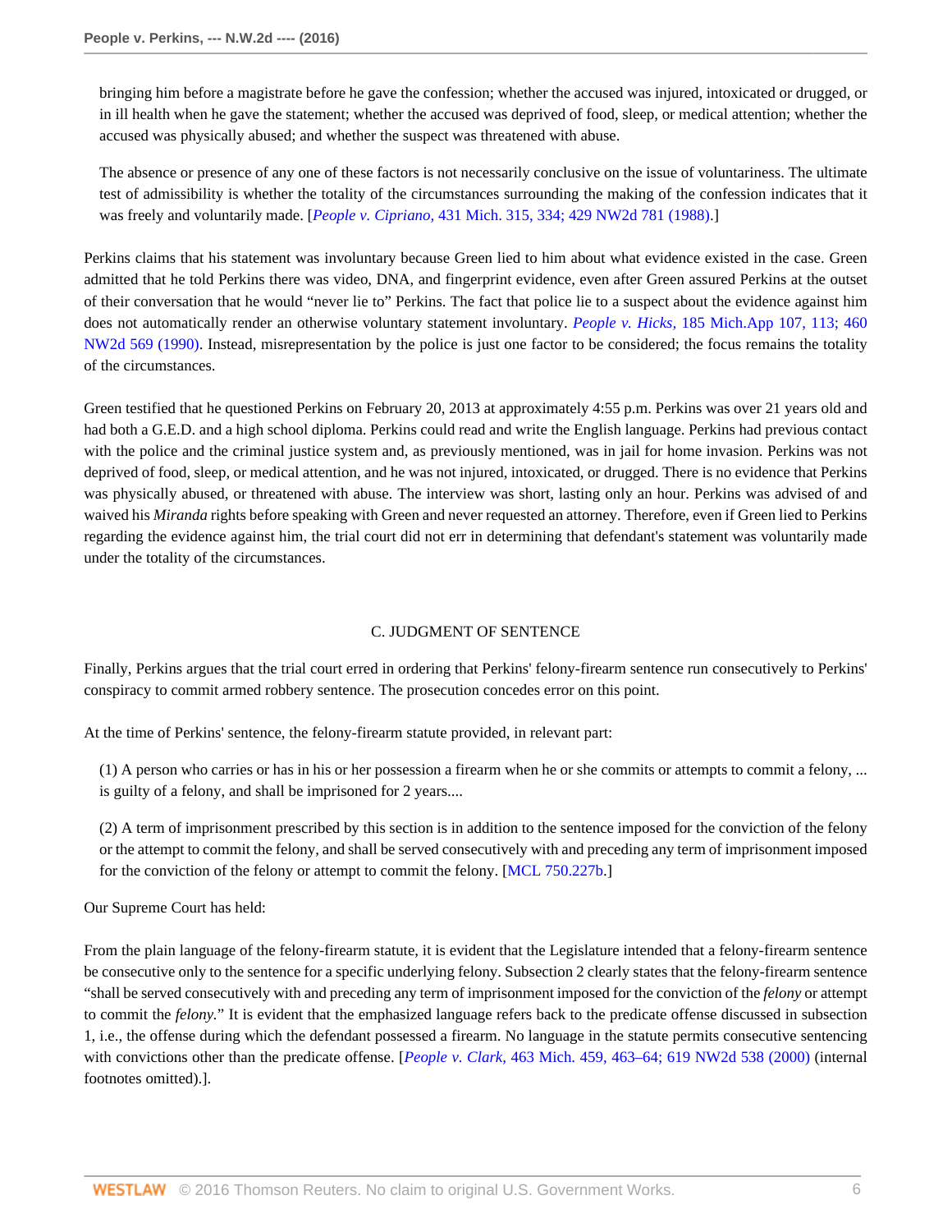> bringing him before a magistrate before he gave the confession; whether the accused was injured, intoxicated or drugged, or in ill health when he gave the statement; whether the accused was deprived of food, sleep, or medical attention; whether the accused was physically abused; and whether the suspect was threatened with abuse.
>
> The absence or presence of any one of these factors is not necessarily conclusive on the issue of voluntariness. The ultimate test of admissibility is whether the totality of the circumstances surrounding the making of the confession indicates that it was freely and voluntarily made. [*People v. Cipriano,* 431 Mich. 315, 334; 429 NW2d 781 (1988).]

Perkins claims that his statement was involuntary because Green lied to him about what evidence existed in the case. Green admitted that he told Perkins there was video, DNA, and fingerprint evidence, even after Green assured Perkins at the outset of their conversation that he would "never lie to" Perkins. The fact that police lie to a suspect about the evidence against him does not automatically render an otherwise voluntary statement involuntary. *People v. Hicks,* 185 Mich.App 107, 113; 460 NW2d 569 (1990). Instead, misrepresentation by the police is just one factor to be considered; the focus remains the totality of the circumstances.

Green testified that he questioned Perkins on February 20, 2013 at approximately 4:55 p.m. Perkins was over 21 years old and had both a G.E.D. and a high school diploma. Perkins could read and write the English language. Perkins had previous contact with the police and the criminal justice system and, as previously mentioned, was in jail for home invasion. Perkins was not deprived of food, sleep, or medical attention, and he was not injured, intoxicated, or drugged. There is no evidence that Perkins was physically abused, or threatened with abuse. The interview was short, lasting only an hour. Perkins was advised of and waived his *Miranda* rights before speaking with Green and never requested an attorney. Therefore, even if Green lied to Perkins regarding the evidence against him, the trial court did not err in determining that defendant's statement was voluntarily made under the totality of the circumstances.

### C. JUDGMENT OF SENTENCE

Finally, Perkins argues that the trial court erred in ordering that Perkins' felony-firearm sentence run consecutively to Perkins' conspiracy to commit armed robbery sentence. The prosecution concedes error on this point.

At the time of Perkins' sentence, the felony-firearm statute provided, in relevant part:

> (1) A person who carries or has in his or her possession a firearm when he or she commits or attempts to commit a felony, ... is guilty of a felony, and shall be imprisoned for 2 years....
>
> (2) A term of imprisonment prescribed by this section is in addition to the sentence imposed for the conviction of the felony or the attempt to commit the felony, and shall be served consecutively with and preceding any term of imprisonment imposed for the conviction of the felony or attempt to commit the felony. [MCL 750.227b.]

Our Supreme Court has held:

From the plain language of the felony-firearm statute, it is evident that the Legislature intended that a felony-firearm sentence be consecutive only to the sentence for a specific underlying felony. Subsection 2 clearly states that the felony-firearm sentence "shall be served consecutively with and preceding any term of imprisonment imposed for the conviction of the *felony* or attempt to commit the *felony.*" It is evident that the emphasized language refers back to the predicate offense discussed in subsection 1, i.e., the offense during which the defendant possessed a firearm. No language in the statute permits consecutive sentencing with convictions other than the predicate offense. [*People v. Clark,* 463 Mich. 459, 463–64; 619 NW2d 538 (2000) (internal footnotes omitted).].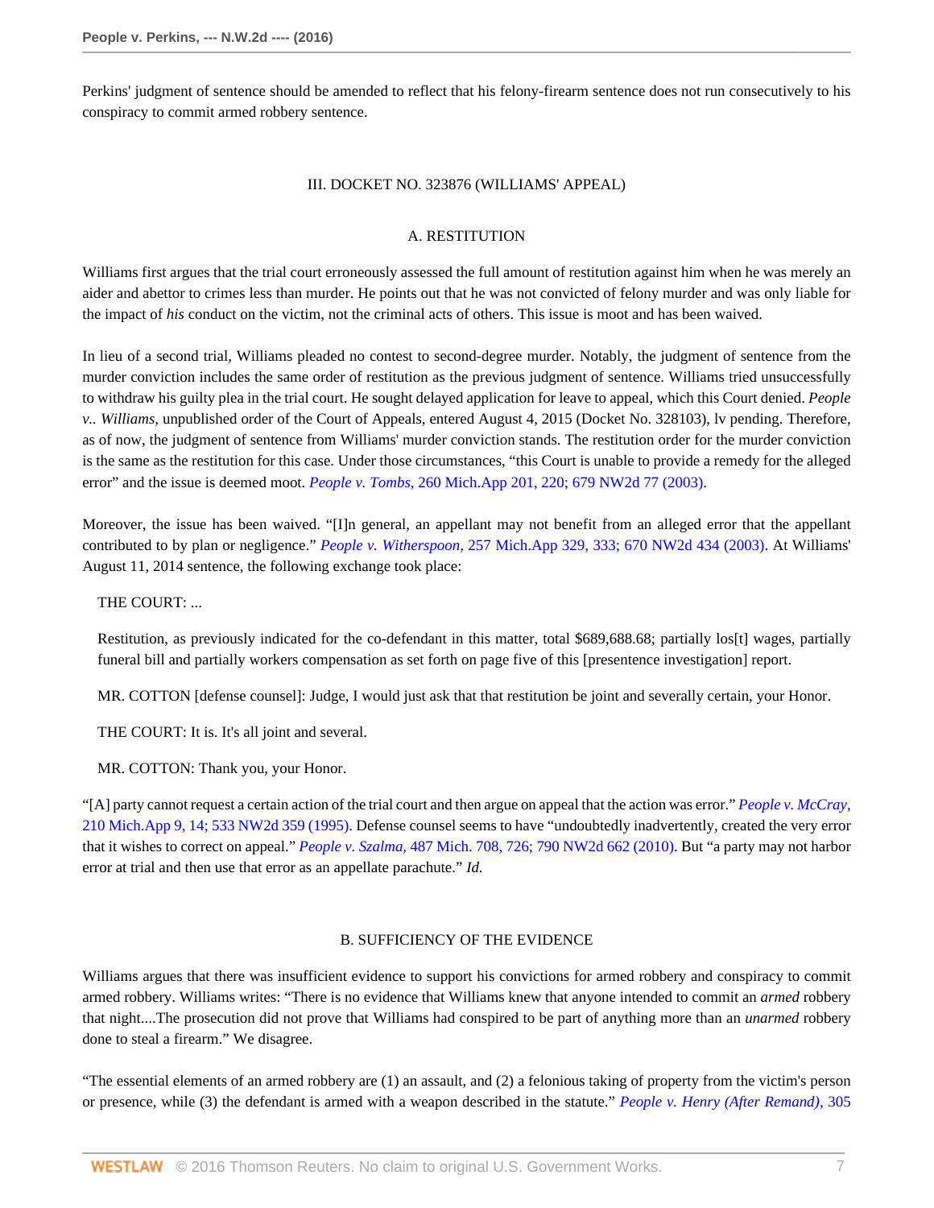Perkins' judgment of sentence should be amended to reflect that his felony-firearm sentence does not run consecutively to his conspiracy to commit armed robbery sentence.

## III. DOCKET NO. 323876 (WILLIAMS' APPEAL)

### A. RESTITUTION

Williams first argues that the trial court erroneously assessed the full amount of restitution against him when he was merely an aider and abettor to crimes less than murder. He points out that he was not convicted of felony murder and was only liable for the impact of *his* conduct on the victim, not the criminal acts of others. This issue is moot and has been waived.

In lieu of a second trial, Williams pleaded no contest to second-degree murder. Notably, the judgment of sentence from the murder conviction includes the same order of restitution as the previous judgment of sentence. Williams tried unsuccessfully to withdraw his guilty plea in the trial court. He sought delayed application for leave to appeal, which this Court denied. *People v.. Williams,* unpublished order of the Court of Appeals, entered August 4, 2015 (Docket No. 328103), lv pending. Therefore, as of now, the judgment of sentence from Williams' murder conviction stands. The restitution order for the murder conviction is the same as the restitution for this case. Under those circumstances, "this Court is unable to provide a remedy for the alleged error" and the issue is deemed moot. *People v. Tombs,* 260 Mich.App 201, 220; 679 NW2d 77 (2003).

Moreover, the issue has been waived. "[I]n general, an appellant may not benefit from an alleged error that the appellant contributed to by plan or negligence." *People v. Witherspoon,* 257 Mich.App 329, 333; 670 NW2d 434 (2003). At Williams' August 11, 2014 sentence, the following exchange took place:

> THE COURT: ...
>
> Restitution, as previously indicated for the co-defendant in this matter, total $689,688.68; partially los[t] wages, partially funeral bill and partially workers compensation as set forth on page five of this [presentence investigation] report.
>
> MR. COTTON [defense counsel]: Judge, I would just ask that that restitution be joint and severally certain, your Honor.
>
> THE COURT: It is. It's all joint and several.
>
> MR. COTTON: Thank you, your Honor.

"[A] party cannot request a certain action of the trial court and then argue on appeal that the action was error." *People v. McCray,* 210 Mich.App 9, 14; 533 NW2d 359 (1995). Defense counsel seems to have "undoubtedly inadvertently, created the very error that it wishes to correct on appeal." *People v. Szalma,* 487 Mich. 708, 726; 790 NW2d 662 (2010). But "a party may not harbor error at trial and then use that error as an appellate parachute." *Id.*

### B. SUFFICIENCY OF THE EVIDENCE

Williams argues that there was insufficient evidence to support his convictions for armed robbery and conspiracy to commit armed robbery. Williams writes: "There is no evidence that Williams knew that anyone intended to commit an *armed* robbery that night....The prosecution did not prove that Williams had conspired to be part of anything more than an *unarmed* robbery done to steal a firearm." We disagree.

"The essential elements of an armed robbery are (1) an assault, and (2) a felonious taking of property from the victim's person or presence, while (3) the defendant is armed with a weapon described in the statute." *People v. Henry (After Remand),* 305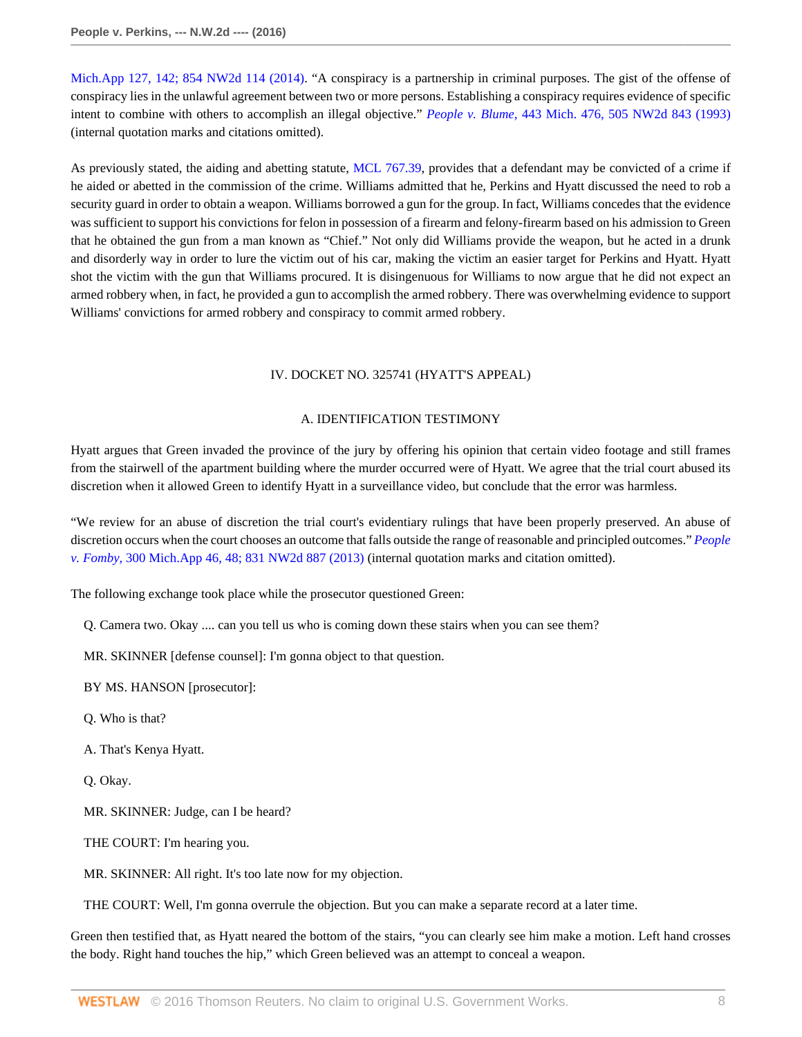Mich.App 127, 142; 854 NW2d 114 (2014). "A conspiracy is a partnership in criminal purposes. The gist of the offense of conspiracy lies in the unlawful agreement between two or more persons. Establishing a conspiracy requires evidence of specific intent to combine with others to accomplish an illegal objective." *People v. Blume,* 443 Mich. 476, 505 NW2d 843 (1993) (internal quotation marks and citations omitted).

As previously stated, the aiding and abetting statute, MCL 767.39, provides that a defendant may be convicted of a crime if he aided or abetted in the commission of the crime. Williams admitted that he, Perkins and Hyatt discussed the need to rob a security guard in order to obtain a weapon. Williams borrowed a gun for the group. In fact, Williams concedes that the evidence was sufficient to support his convictions for felon in possession of a firearm and felony-firearm based on his admission to Green that he obtained the gun from a man known as "Chief." Not only did Williams provide the weapon, but he acted in a drunk and disorderly way in order to lure the victim out of his car, making the victim an easier target for Perkins and Hyatt. Hyatt shot the victim with the gun that Williams procured. It is disingenuous for Williams to now argue that he did not expect an armed robbery when, in fact, he provided a gun to accomplish the armed robbery. There was overwhelming evidence to support Williams' convictions for armed robbery and conspiracy to commit armed robbery.

## IV. DOCKET NO. 325741 (HYATT'S APPEAL)

### A. IDENTIFICATION TESTIMONY

Hyatt argues that Green invaded the province of the jury by offering his opinion that certain video footage and still frames from the stairwell of the apartment building where the murder occurred were of Hyatt. We agree that the trial court abused its discretion when it allowed Green to identify Hyatt in a surveillance video, but conclude that the error was harmless.

"We review for an abuse of discretion the trial court's evidentiary rulings that have been properly preserved. An abuse of discretion occurs when the court chooses an outcome that falls outside the range of reasonable and principled outcomes." *People v. Fomby,* 300 Mich.App 46, 48; 831 NW2d 887 (2013) (internal quotation marks and citation omitted).

The following exchange took place while the prosecutor questioned Green:

> Q. Camera two. Okay .... can you tell us who is coming down these stairs when you can see them?
>
> MR. SKINNER [defense counsel]: I'm gonna object to that question.
>
> BY MS. HANSON [prosecutor]:
>
> Q. Who is that?
>
> A. That's Kenya Hyatt.
>
> Q. Okay.
>
> MR. SKINNER: Judge, can I be heard?
>
> THE COURT: I'm hearing you.
>
> MR. SKINNER: All right. It's too late now for my objection.
>
> THE COURT: Well, I'm gonna overrule the objection. But you can make a separate record at a later time.

Green then testified that, as Hyatt neared the bottom of the stairs, "you can clearly see him make a motion. Left hand crosses the body. Right hand touches the hip," which Green believed was an attempt to conceal a weapon.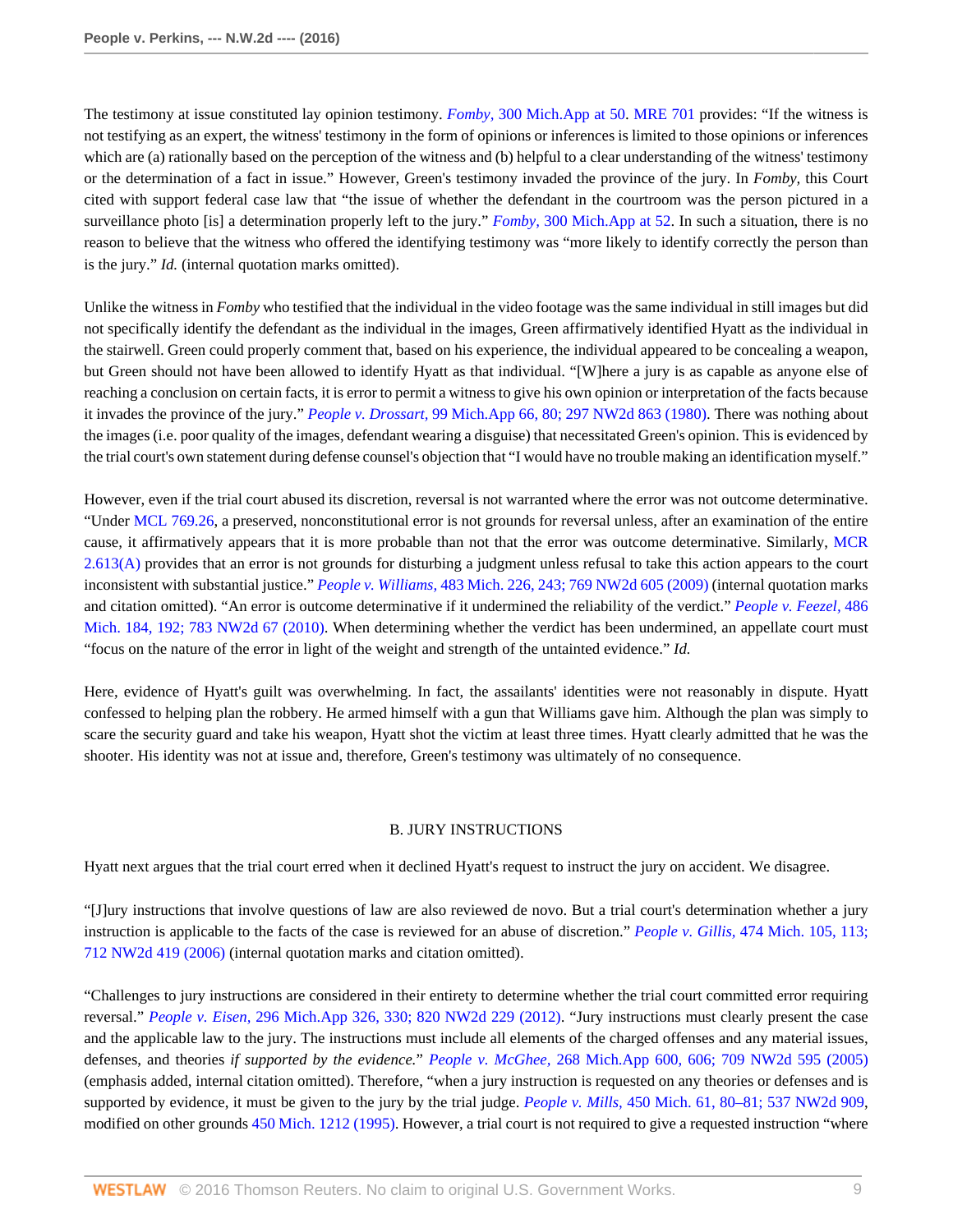The testimony at issue constituted lay opinion testimony. *Fomby,* 300 Mich.App at 50. MRE 701 provides: "If the witness is not testifying as an expert, the witness' testimony in the form of opinions or inferences is limited to those opinions or inferences which are (a) rationally based on the perception of the witness and (b) helpful to a clear understanding of the witness' testimony or the determination of a fact in issue." However, Green's testimony invaded the province of the jury. In *Fomby,* this Court cited with support federal case law that "the issue of whether the defendant in the courtroom was the person pictured in a surveillance photo [is] a determination properly left to the jury." *Fomby,* 300 Mich.App at 52. In such a situation, there is no reason to believe that the witness who offered the identifying testimony was "more likely to identify correctly the person than is the jury." *Id.* (internal quotation marks omitted).

Unlike the witness in *Fomby* who testified that the individual in the video footage was the same individual in still images but did not specifically identify the defendant as the individual in the images, Green affirmatively identified Hyatt as the individual in the stairwell. Green could properly comment that, based on his experience, the individual appeared to be concealing a weapon, but Green should not have been allowed to identify Hyatt as that individual. "[W]here a jury is as capable as anyone else of reaching a conclusion on certain facts, it is error to permit a witness to give his own opinion or interpretation of the facts because it invades the province of the jury." *People v. Drossart,* 99 Mich.App 66, 80; 297 NW2d 863 (1980). There was nothing about the images (i.e. poor quality of the images, defendant wearing a disguise) that necessitated Green's opinion. This is evidenced by the trial court's own statement during defense counsel's objection that "I would have no trouble making an identification myself."

However, even if the trial court abused its discretion, reversal is not warranted where the error was not outcome determinative. "Under MCL 769.26, a preserved, nonconstitutional error is not grounds for reversal unless, after an examination of the entire cause, it affirmatively appears that it is more probable than not that the error was outcome determinative. Similarly, MCR 2.613(A) provides that an error is not grounds for disturbing a judgment unless refusal to take this action appears to the court inconsistent with substantial justice." *People v. Williams,* 483 Mich. 226, 243; 769 NW2d 605 (2009) (internal quotation marks and citation omitted). "An error is outcome determinative if it undermined the reliability of the verdict." *People v. Feezel,* 486 Mich. 184, 192; 783 NW2d 67 (2010). When determining whether the verdict has been undermined, an appellate court must "focus on the nature of the error in light of the weight and strength of the untainted evidence." *Id.*

Here, evidence of Hyatt's guilt was overwhelming. In fact, the assailants' identities were not reasonably in dispute. Hyatt confessed to helping plan the robbery. He armed himself with a gun that Williams gave him. Although the plan was simply to scare the security guard and take his weapon, Hyatt shot the victim at least three times. Hyatt clearly admitted that he was the shooter. His identity was not at issue and, therefore, Green's testimony was ultimately of no consequence.

### B. JURY INSTRUCTIONS

Hyatt next argues that the trial court erred when it declined Hyatt's request to instruct the jury on accident. We disagree.

"[J]ury instructions that involve questions of law are also reviewed de novo. But a trial court's determination whether a jury instruction is applicable to the facts of the case is reviewed for an abuse of discretion." *People v. Gillis,* 474 Mich. 105, 113; 712 NW2d 419 (2006) (internal quotation marks and citation omitted).

"Challenges to jury instructions are considered in their entirety to determine whether the trial court committed error requiring reversal." *People v. Eisen,* 296 Mich.App 326, 330; 820 NW2d 229 (2012). "Jury instructions must clearly present the case and the applicable law to the jury. The instructions must include all elements of the charged offenses and any material issues, defenses, and theories *if supported by the evidence.*" *People v. McGhee,* 268 Mich.App 600, 606; 709 NW2d 595 (2005) (emphasis added, internal citation omitted). Therefore, "when a jury instruction is requested on any theories or defenses and is supported by evidence, it must be given to the jury by the trial judge. *People v. Mills,* 450 Mich. 61, 80–81; 537 NW2d 909, modified on other grounds 450 Mich. 1212 (1995). However, a trial court is not required to give a requested instruction "where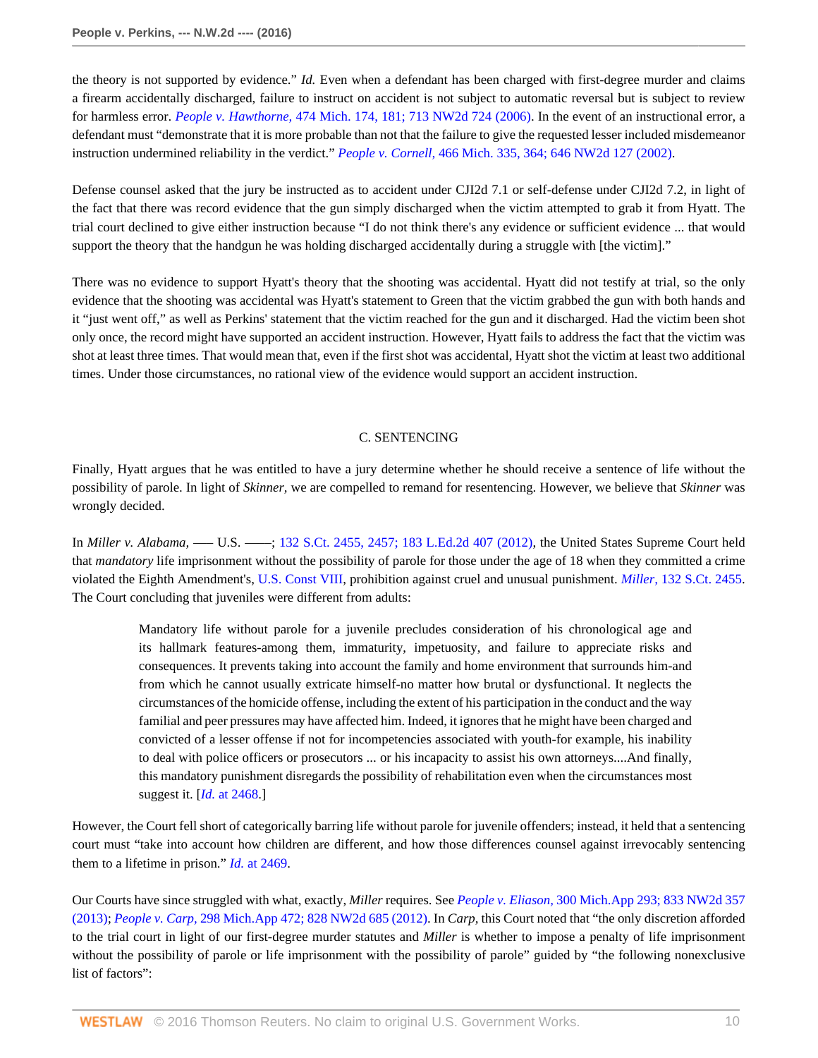the theory is not supported by evidence." *Id.* Even when a defendant has been charged with first-degree murder and claims a firearm accidentally discharged, failure to instruct on accident is not subject to automatic reversal but is subject to review for harmless error. *People v. Hawthorne,* 474 Mich. 174, 181; 713 NW2d 724 (2006). In the event of an instructional error, a defendant must "demonstrate that it is more probable than not that the failure to give the requested lesser included misdemeanor instruction undermined reliability in the verdict." *People v. Cornell,* 466 Mich. 335, 364; 646 NW2d 127 (2002).

Defense counsel asked that the jury be instructed as to accident under CJI2d 7.1 or self-defense under CJI2d 7.2, in light of the fact that there was record evidence that the gun simply discharged when the victim attempted to grab it from Hyatt. The trial court declined to give either instruction because "I do not think there's any evidence or sufficient evidence ... that would support the theory that the handgun he was holding discharged accidentally during a struggle with [the victim]."

There was no evidence to support Hyatt's theory that the shooting was accidental. Hyatt did not testify at trial, so the only evidence that the shooting was accidental was Hyatt's statement to Green that the victim grabbed the gun with both hands and it "just went off," as well as Perkins' statement that the victim reached for the gun and it discharged. Had the victim been shot only once, the record might have supported an accident instruction. However, Hyatt fails to address the fact that the victim was shot at least three times. That would mean that, even if the first shot was accidental, Hyatt shot the victim at least two additional times. Under those circumstances, no rational view of the evidence would support an accident instruction.

## C. SENTENCING

Finally, Hyatt argues that he was entitled to have a jury determine whether he should receive a sentence of life without the possibility of parole. In light of *Skinner,* we are compelled to remand for resentencing. However, we believe that *Skinner* was wrongly decided.

In *Miller v. Alabama,* ––– U.S. ––––; 132 S.Ct. 2455, 2457; 183 L.Ed.2d 407 (2012), the United States Supreme Court held that *mandatory* life imprisonment without the possibility of parole for those under the age of 18 when they committed a crime violated the Eighth Amendment's, U.S. Const VIII, prohibition against cruel and unusual punishment. *Miller,* 132 S.Ct. 2455. The Court concluding that juveniles were different from adults:

> Mandatory life without parole for a juvenile precludes consideration of his chronological age and its hallmark features-among them, immaturity, impetuosity, and failure to appreciate risks and consequences. It prevents taking into account the family and home environment that surrounds him-and from which he cannot usually extricate himself-no matter how brutal or dysfunctional. It neglects the circumstances of the homicide offense, including the extent of his participation in the conduct and the way familial and peer pressures may have affected him. Indeed, it ignores that he might have been charged and convicted of a lesser offense if not for incompetencies associated with youth-for example, his inability to deal with police officers or prosecutors ... or his incapacity to assist his own attorneys....And finally, this mandatory punishment disregards the possibility of rehabilitation even when the circumstances most suggest it. [*Id.* at 2468.]

However, the Court fell short of categorically barring life without parole for juvenile offenders; instead, it held that a sentencing court must "take into account how children are different, and how those differences counsel against irrevocably sentencing them to a lifetime in prison." *Id.* at 2469.

Our Courts have since struggled with what, exactly, *Miller* requires. See *People v. Eliason,* 300 Mich.App 293; 833 NW2d 357 (2013); *People v. Carp,* 298 Mich.App 472; 828 NW2d 685 (2012). In *Carp,* this Court noted that "the only discretion afforded to the trial court in light of our first-degree murder statutes and *Miller* is whether to impose a penalty of life imprisonment without the possibility of parole or life imprisonment with the possibility of parole" guided by "the following nonexclusive list of factors":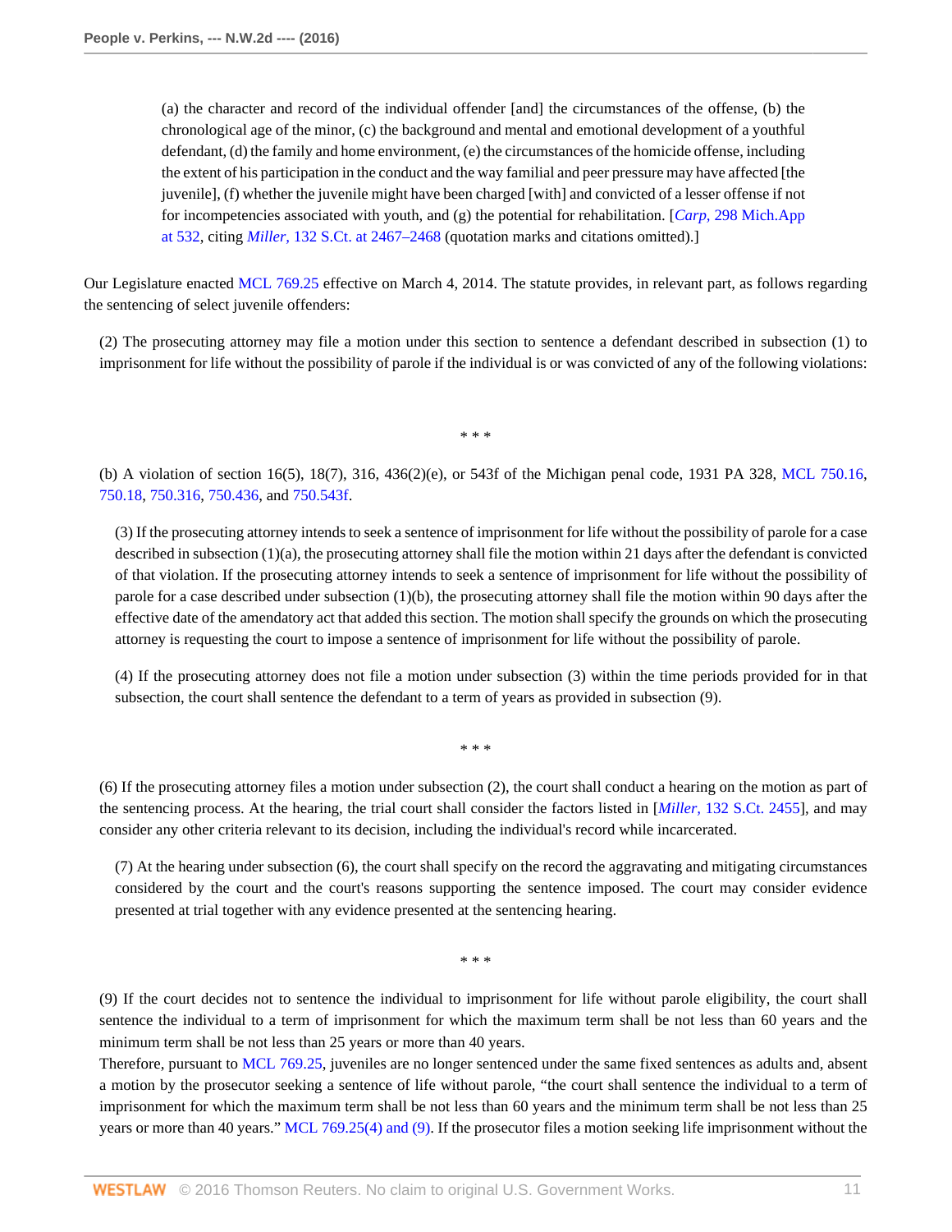> (a) the character and record of the individual offender [and] the circumstances of the offense, (b) the chronological age of the minor, (c) the background and mental and emotional development of a youthful defendant, (d) the family and home environment, (e) the circumstances of the homicide offense, including the extent of his participation in the conduct and the way familial and peer pressure may have affected [the juvenile], (f) whether the juvenile might have been charged [with] and convicted of a lesser offense if not for incompetencies associated with youth, and (g) the potential for rehabilitation. [*Carp,* 298 Mich.App at 532, citing *Miller,* 132 S.Ct. at 2467–2468 (quotation marks and citations omitted).]

Our Legislature enacted MCL 769.25 effective on March 4, 2014. The statute provides, in relevant part, as follows regarding the sentencing of select juvenile offenders:

> (2) The prosecuting attorney may file a motion under this section to sentence a defendant described in subsection (1) to imprisonment for life without the possibility of parole if the individual is or was convicted of any of the following violations:
>
> * * *
>
> (b) A violation of section 16(5), 18(7), 316, 436(2)(e), or 543f of the Michigan penal code, 1931 PA 328, MCL 750.16, 750.18, 750.316, 750.436, and 750.543f.
>
> (3) If the prosecuting attorney intends to seek a sentence of imprisonment for life without the possibility of parole for a case described in subsection (1)(a), the prosecuting attorney shall file the motion within 21 days after the defendant is convicted of that violation. If the prosecuting attorney intends to seek a sentence of imprisonment for life without the possibility of parole for a case described under subsection (1)(b), the prosecuting attorney shall file the motion within 90 days after the effective date of the amendatory act that added this section. The motion shall specify the grounds on which the prosecuting attorney is requesting the court to impose a sentence of imprisonment for life without the possibility of parole.
>
> (4) If the prosecuting attorney does not file a motion under subsection (3) within the time periods provided for in that subsection, the court shall sentence the defendant to a term of years as provided in subsection (9).
>
> * * *
>
> (6) If the prosecuting attorney files a motion under subsection (2), the court shall conduct a hearing on the motion as part of the sentencing process. At the hearing, the trial court shall consider the factors listed in [*Miller,* 132 S.Ct. 2455], and may consider any other criteria relevant to its decision, including the individual's record while incarcerated.
>
> (7) At the hearing under subsection (6), the court shall specify on the record the aggravating and mitigating circumstances considered by the court and the court's reasons supporting the sentence imposed. The court may consider evidence presented at trial together with any evidence presented at the sentencing hearing.
>
> * * *
>
> (9) If the court decides not to sentence the individual to imprisonment for life without parole eligibility, the court shall sentence the individual to a term of imprisonment for which the maximum term shall be not less than 60 years and the minimum term shall be not less than 25 years or more than 40 years.

Therefore, pursuant to MCL 769.25, juveniles are no longer sentenced under the same fixed sentences as adults and, absent a motion by the prosecutor seeking a sentence of life without parole, "the court shall sentence the individual to a term of imprisonment for which the maximum term shall be not less than 60 years and the minimum term shall be not less than 25 years or more than 40 years." MCL 769.25(4) and (9). If the prosecutor files a motion seeking life imprisonment without the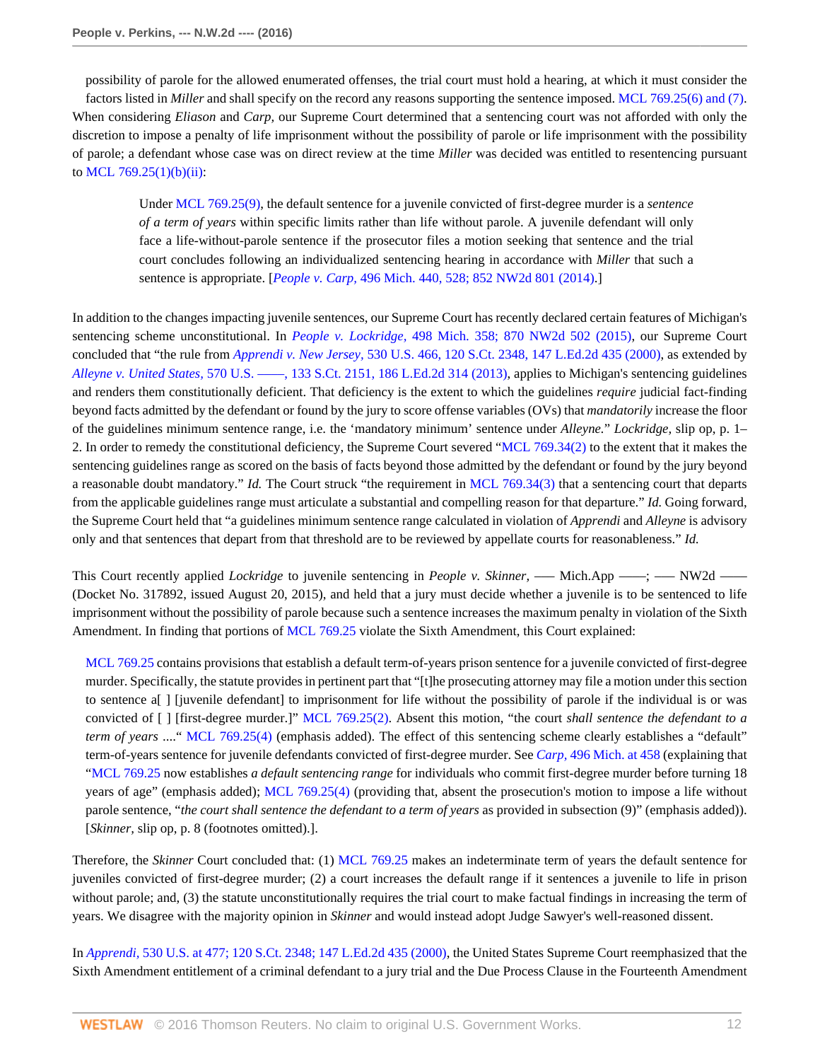possibility of parole for the allowed enumerated offenses, the trial court must hold a hearing, at which it must consider the factors listed in *Miller* and shall specify on the record any reasons supporting the sentence imposed. MCL 769.25(6) and (7). When considering *Eliason* and *Carp*, our Supreme Court determined that a sentencing court was not afforded with only the discretion to impose a penalty of life imprisonment without the possibility of parole or life imprisonment with the possibility of parole; a defendant whose case was on direct review at the time *Miller* was decided was entitled to resentencing pursuant to MCL 769.25(1)(b)(ii):

> Under MCL 769.25(9), the default sentence for a juvenile convicted of first-degree murder is a *sentence of a term of years* within specific limits rather than life without parole. A juvenile defendant will only face a life-without-parole sentence if the prosecutor files a motion seeking that sentence and the trial court concludes following an individualized sentencing hearing in accordance with *Miller* that such a sentence is appropriate. [*People v. Carp,* 496 Mich. 440, 528; 852 NW2d 801 (2014).]

In addition to the changes impacting juvenile sentences, our Supreme Court has recently declared certain features of Michigan's sentencing scheme unconstitutional. In *People v. Lockridge,* 498 Mich. 358; 870 NW2d 502 (2015), our Supreme Court concluded that "the rule from *Apprendi v. New Jersey*, 530 U.S. 466, 120 S.Ct. 2348, 147 L.Ed.2d 435 (2000), as extended by *Alleyne v. United States,* 570 U.S. ——, 133 S.Ct. 2151, 186 L.Ed.2d 314 (2013), applies to Michigan's sentencing guidelines and renders them constitutionally deficient. That deficiency is the extent to which the guidelines *require* judicial fact-finding beyond facts admitted by the defendant or found by the jury to score offense variables (OVs) that *mandatorily* increase the floor of the guidelines minimum sentence range, i.e. the 'mandatory minimum' sentence under *Alleyne.*" *Lockridge,* slip op, p. 1–2. In order to remedy the constitutional deficiency, the Supreme Court severed "MCL 769.34(2) to the extent that it makes the sentencing guidelines range as scored on the basis of facts beyond those admitted by the defendant or found by the jury beyond a reasonable doubt mandatory." *Id.* The Court struck "the requirement in MCL 769.34(3) that a sentencing court that departs from the applicable guidelines range must articulate a substantial and compelling reason for that departure." *Id.* Going forward, the Supreme Court held that "a guidelines minimum sentence range calculated in violation of *Apprendi* and *Alleyne* is advisory only and that sentences that depart from that threshold are to be reviewed by appellate courts for reasonableness." *Id.*

This Court recently applied *Lockridge* to juvenile sentencing in *People v. Skinner,* —— Mich.App ——; —— NW2d —— (Docket No. 317892, issued August 20, 2015), and held that a jury must decide whether a juvenile is to be sentenced to life imprisonment without the possibility of parole because such a sentence increases the maximum penalty in violation of the Sixth Amendment. In finding that portions of MCL 769.25 violate the Sixth Amendment, this Court explained:

> MCL 769.25 contains provisions that establish a default term-of-years prison sentence for a juvenile convicted of first-degree murder. Specifically, the statute provides in pertinent part that "[t]he prosecuting attorney may file a motion under this section to sentence a[ ] [juvenile defendant] to imprisonment for life without the possibility of parole if the individual is or was convicted of [ ] [first-degree murder.]" MCL 769.25(2). Absent this motion, "the court *shall sentence the defendant to a term of years* ...." MCL 769.25(4) (emphasis added). The effect of this sentencing scheme clearly establishes a "default" term-of-years sentence for juvenile defendants convicted of first-degree murder. See *Carp,* 496 Mich. at 458 (explaining that "MCL 769.25 now establishes *a default sentencing range* for individuals who commit first-degree murder before turning 18 years of age" (emphasis added); MCL 769.25(4) (providing that, absent the prosecution's motion to impose a life without parole sentence, "*the court shall sentence the defendant to a term of years* as provided in subsection (9)" (emphasis added)). [*Skinner,* slip op, p. 8 (footnotes omitted).].

Therefore, the *Skinner* Court concluded that: (1) MCL 769.25 makes an indeterminate term of years the default sentence for juveniles convicted of first-degree murder; (2) a court increases the default range if it sentences a juvenile to life in prison without parole; and, (3) the statute unconstitutionally requires the trial court to make factual findings in increasing the term of years. We disagree with the majority opinion in *Skinner* and would instead adopt Judge Sawyer's well-reasoned dissent.

In *Apprendi,* 530 U.S. at 477; 120 S.Ct. 2348; 147 L.Ed.2d 435 (2000), the United States Supreme Court reemphasized that the Sixth Amendment entitlement of a criminal defendant to a jury trial and the Due Process Clause in the Fourteenth Amendment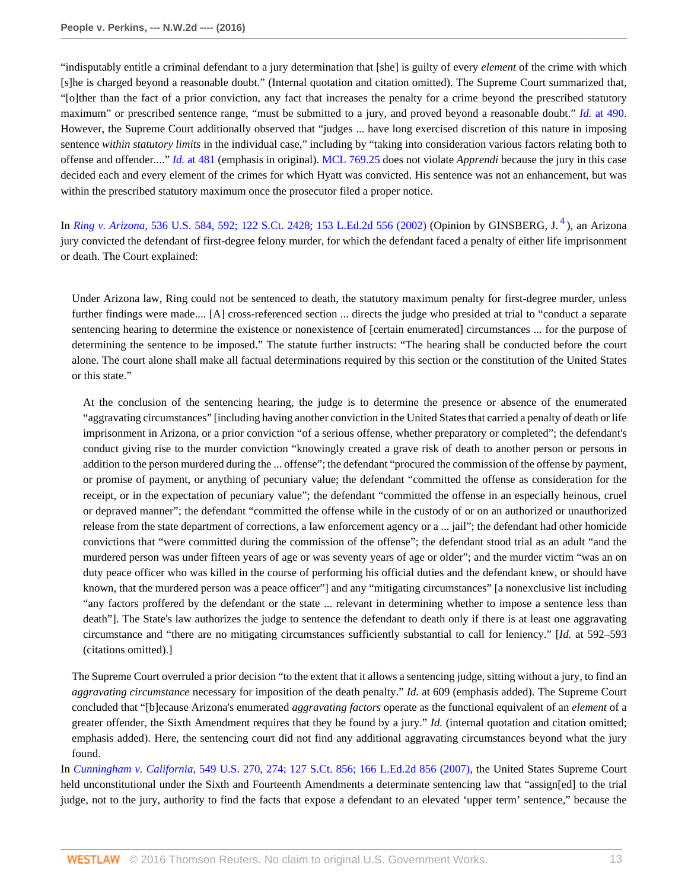"indisputably entitle a criminal defendant to a jury determination that [she] is guilty of every *element* of the crime with which [s]he is charged beyond a reasonable doubt." (Internal quotation and citation omitted). The Supreme Court summarized that, "[o]ther than the fact of a prior conviction, any fact that increases the penalty for a crime beyond the prescribed statutory maximum" or prescribed sentence range, "must be submitted to a jury, and proved beyond a reasonable doubt." *Id.* at 490. However, the Supreme Court additionally observed that "judges ... have long exercised discretion of this nature in imposing sentence *within statutory limits* in the individual case," including by "taking into consideration various factors relating both to offense and offender...." *Id.* at 481 (emphasis in original). MCL 769.25 does not violate *Apprendi* because the jury in this case decided each and every element of the crimes for which Hyatt was convicted. His sentence was not an enhancement, but was within the prescribed statutory maximum once the prosecutor filed a proper notice.

In *Ring v. Arizona,* 536 U.S. 584, 592; 122 S.Ct. 2428; 153 L.Ed.2d 556 (2002) (Opinion by GINSBERG, J.[4]), an Arizona jury convicted the defendant of first-degree felony murder, for which the defendant faced a penalty of either life imprisonment or death. The Court explained:

> Under Arizona law, Ring could not be sentenced to death, the statutory maximum penalty for first-degree murder, unless further findings were made.... [A] cross-referenced section ... directs the judge who presided at trial to "conduct a separate sentencing hearing to determine the existence or nonexistence of [certain enumerated] circumstances ... for the purpose of determining the sentence to be imposed." The statute further instructs: "The hearing shall be conducted before the court alone. The court alone shall make all factual determinations required by this section or the constitution of the United States or this state."
>
>> At the conclusion of the sentencing hearing, the judge is to determine the presence or absence of the enumerated "aggravating circumstances" [including having another conviction in the United States that carried a penalty of death or life imprisonment in Arizona, or a prior conviction "of a serious offense, whether preparatory or completed"; the defendant's conduct giving rise to the murder conviction "knowingly created a grave risk of death to another person or persons in addition to the person murdered during the ... offense"; the defendant "procured the commission of the offense by payment, or promise of payment, or anything of pecuniary value; the defendant "committed the offense as consideration for the receipt, or in the expectation of pecuniary value"; the defendant "committed the offense in an especially heinous, cruel or depraved manner"; the defendant "committed the offense while in the custody of or on an authorized or unauthorized release from the state department of corrections, a law enforcement agency or a ... jail"; the defendant had other homicide convictions that "were committed during the commission of the offense"; the defendant stood trial as an adult "and the murdered person was under fifteen years of age or was seventy years of age or older"; and the murder victim "was an on duty peace officer who was killed in the course of performing his official duties and the defendant knew, or should have known, that the murdered person was a peace officer"] and any "mitigating circumstances" [a nonexclusive list including "any factors proffered by the defendant or the state ... relevant in determining whether to impose a sentence less than death"]. The State's law authorizes the judge to sentence the defendant to death only if there is at least one aggravating circumstance and "there are no mitigating circumstances sufficiently substantial to call for leniency." [*Id.* at 592–593 (citations omitted).]
>
> The Supreme Court overruled a prior decision "to the extent that it allows a sentencing judge, sitting without a jury, to find an *aggravating circumstance* necessary for imposition of the death penalty." *Id.* at 609 (emphasis added). The Supreme Court concluded that "[b]ecause Arizona's enumerated *aggravating factors* operate as the functional equivalent of an *element* of a greater offender, the Sixth Amendment requires that they be found by a jury." *Id.* (internal quotation and citation omitted; emphasis added). Here, the sentencing court did not find any additional aggravating circumstances beyond what the jury found.

In *Cunningham v. California,* 549 U.S. 270, 274; 127 S.Ct. 856; 166 L.Ed.2d 856 (2007), the United States Supreme Court held unconstitutional under the Sixth and Fourteenth Amendments a determinate sentencing law that "assign[ed] to the trial judge, not to the jury, authority to find the facts that expose a defendant to an elevated 'upper term' sentence," because the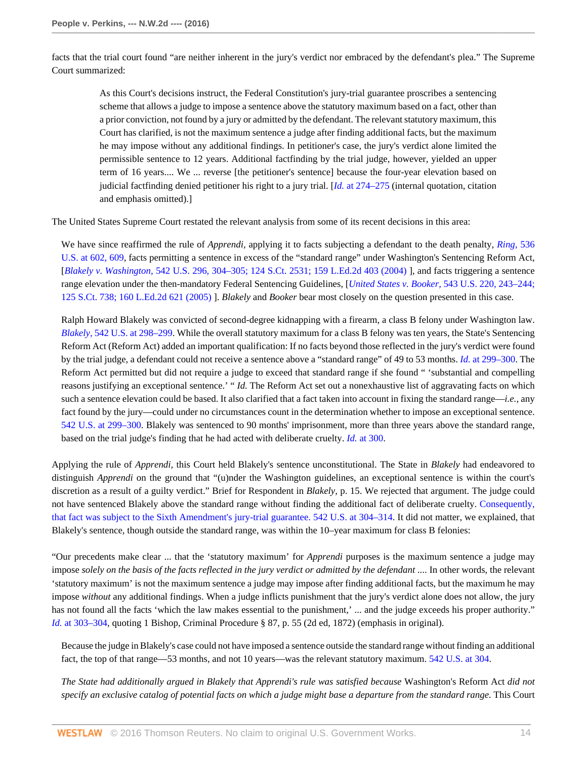facts that the trial court found "are neither inherent in the jury's verdict nor embraced by the defendant's plea." The Supreme Court summarized:

> As this Court's decisions instruct, the Federal Constitution's jury-trial guarantee proscribes a sentencing scheme that allows a judge to impose a sentence above the statutory maximum based on a fact, other than a prior conviction, not found by a jury or admitted by the defendant. The relevant statutory maximum, this Court has clarified, is not the maximum sentence a judge after finding additional facts, but the maximum he may impose without any additional findings. In petitioner's case, the jury's verdict alone limited the permissible sentence to 12 years. Additional factfinding by the trial judge, however, yielded an upper term of 16 years.... We ... reverse [the petitioner's sentence] because the four-year elevation based on judicial factfinding denied petitioner his right to a jury trial. [*Id.* at 274–275 (internal quotation, citation and emphasis omitted).]

The United States Supreme Court restated the relevant analysis from some of its recent decisions in this area:

> We have since reaffirmed the rule of *Apprendi,* applying it to facts subjecting a defendant to the death penalty, *Ring,* 536 U.S. at 602, 609, facts permitting a sentence in excess of the "standard range" under Washington's Sentencing Reform Act, [*Blakely v. Washington,* 542 U.S. 296, 304–305; 124 S.Ct. 2531; 159 L.Ed.2d 403 (2004) ], and facts triggering a sentence range elevation under the then-mandatory Federal Sentencing Guidelines, [*United States v. Booker,* 543 U.S. 220, 243–244; 125 S.Ct. 738; 160 L.Ed.2d 621 (2005) ]. *Blakely* and *Booker* bear most closely on the question presented in this case.
>
> Ralph Howard Blakely was convicted of second-degree kidnapping with a firearm, a class B felony under Washington law. *Blakely,* 542 U.S. at 298–299. While the overall statutory maximum for a class B felony was ten years, the State's Sentencing Reform Act (Reform Act) added an important qualification: If no facts beyond those reflected in the jury's verdict were found by the trial judge, a defendant could not receive a sentence above a "standard range" of 49 to 53 months. *Id.* at 299–300. The Reform Act permitted but did not require a judge to exceed that standard range if she found " 'substantial and compelling reasons justifying an exceptional sentence.' " *Id.* The Reform Act set out a nonexhaustive list of aggravating facts on which such a sentence elevation could be based. It also clarified that a fact taken into account in fixing the standard range—*i.e.,* any fact found by the jury—could under no circumstances count in the determination whether to impose an exceptional sentence. 542 U.S. at 299–300. Blakely was sentenced to 90 months' imprisonment, more than three years above the standard range, based on the trial judge's finding that he had acted with deliberate cruelty. *Id.* at 300.

Applying the rule of *Apprendi,* this Court held Blakely's sentence unconstitutional. The State in *Blakely* had endeavored to distinguish *Apprendi* on the ground that "(u)nder the Washington guidelines, an exceptional sentence is within the court's discretion as a result of a guilty verdict." Brief for Respondent in *Blakely,* p. 15. We rejected that argument. The judge could not have sentenced Blakely above the standard range without finding the additional fact of deliberate cruelty. Consequently, that fact was subject to the Sixth Amendment's jury-trial guarantee. 542 U.S. at 304–314. It did not matter, we explained, that Blakely's sentence, though outside the standard range, was within the 10–year maximum for class B felonies:

"Our precedents make clear ... that the 'statutory maximum' for *Apprendi* purposes is the maximum sentence a judge may impose *solely on the basis of the facts reflected in the jury verdict or admitted by the defendant* .... In other words, the relevant 'statutory maximum' is not the maximum sentence a judge may impose after finding additional facts, but the maximum he may impose *without* any additional findings. When a judge inflicts punishment that the jury's verdict alone does not allow, the jury has not found all the facts 'which the law makes essential to the punishment,' ... and the judge exceeds his proper authority." *Id.* at 303–304, quoting 1 Bishop, Criminal Procedure § 87, p. 55 (2d ed, 1872) (emphasis in original).

> Because the judge in Blakely's case could not have imposed a sentence outside the standard range without finding an additional fact, the top of that range—53 months, and not 10 years—was the relevant statutory maximum. 542 U.S. at 304.
>
> *The State had additionally argued in Blakely that Apprendi's rule was satisfied because* Washington's Reform Act *did not specify an exclusive catalog of potential facts on which a judge might base a departure from the standard range.* This Court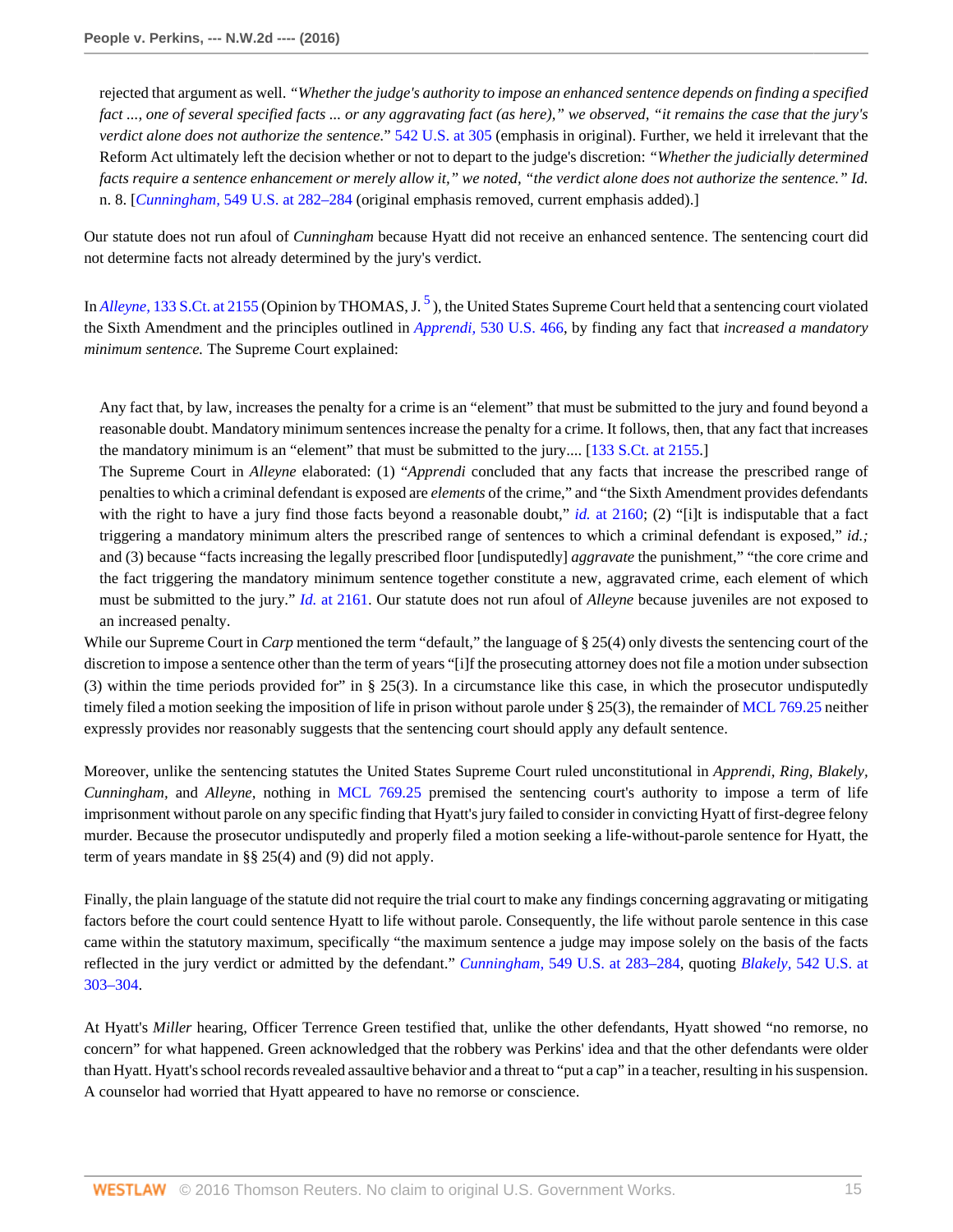rejected that argument as well. *"Whether the judge's authority to impose an enhanced sentence depends on finding a specified fact ..., one of several specified facts ... or any aggravating fact (as here)," we observed, "it remains the case that the jury's verdict alone does not authorize the sentence."* 542 U.S. at 305 (emphasis in original). Further, we held it irrelevant that the Reform Act ultimately left the decision whether or not to depart to the judge's discretion: *"Whether the judicially determined facts require a sentence enhancement or merely allow it," we noted, "the verdict alone does not authorize the sentence." Id.* n. 8. [*Cunningham,* 549 U.S. at 282–284 (original emphasis removed, current emphasis added).]

Our statute does not run afoul of *Cunningham* because Hyatt did not receive an enhanced sentence. The sentencing court did not determine facts not already determined by the jury's verdict.

In *Alleyne,* 133 S.Ct. at 2155 (Opinion by THOMAS, J.[5]), the United States Supreme Court held that a sentencing court violated the Sixth Amendment and the principles outlined in *Apprendi,* 530 U.S. 466, by finding any fact that *increased a mandatory minimum sentence.* The Supreme Court explained:

> Any fact that, by law, increases the penalty for a crime is an "element" that must be submitted to the jury and found beyond a reasonable doubt. Mandatory minimum sentences increase the penalty for a crime. It follows, then, that any fact that increases the mandatory minimum is an "element" that must be submitted to the jury.... [133 S.Ct. at 2155.]
>
> The Supreme Court in *Alleyne* elaborated: (1) "*Apprendi* concluded that any facts that increase the prescribed range of penalties to which a criminal defendant is exposed are *elements* of the crime," and "the Sixth Amendment provides defendants with the right to have a jury find those facts beyond a reasonable doubt," *id.* at 2160; (2) "[i]t is indisputable that a fact triggering a mandatory minimum alters the prescribed range of sentences to which a criminal defendant is exposed," *id.;* and (3) because "facts increasing the legally prescribed floor [undisputedly] *aggravate* the punishment," "the core crime and the fact triggering the mandatory minimum sentence together constitute a new, aggravated crime, each element of which must be submitted to the jury." *Id.* at 2161. Our statute does not run afoul of *Alleyne* because juveniles are not exposed to an increased penalty.

While our Supreme Court in *Carp* mentioned the term "default," the language of § 25(4) only divests the sentencing court of the discretion to impose a sentence other than the term of years "[i]f the prosecuting attorney does not file a motion under subsection (3) within the time periods provided for" in § 25(3). In a circumstance like this case, in which the prosecutor undisputedly timely filed a motion seeking the imposition of life in prison without parole under § 25(3), the remainder of MCL 769.25 neither expressly provides nor reasonably suggests that the sentencing court should apply any default sentence.

Moreover, unlike the sentencing statutes the United States Supreme Court ruled unconstitutional in *Apprendi, Ring, Blakely, Cunningham,* and *Alleyne,* nothing in MCL 769.25 premised the sentencing court's authority to impose a term of life imprisonment without parole on any specific finding that Hyatt's jury failed to consider in convicting Hyatt of first-degree felony murder. Because the prosecutor undisputedly and properly filed a motion seeking a life-without-parole sentence for Hyatt, the term of years mandate in §§ 25(4) and (9) did not apply.

Finally, the plain language of the statute did not require the trial court to make any findings concerning aggravating or mitigating factors before the court could sentence Hyatt to life without parole. Consequently, the life without parole sentence in this case came within the statutory maximum, specifically "the maximum sentence a judge may impose solely on the basis of the facts reflected in the jury verdict or admitted by the defendant." *Cunningham,* 549 U.S. at 283–284, quoting *Blakely,* 542 U.S. at 303–304.

At Hyatt's *Miller* hearing, Officer Terrence Green testified that, unlike the other defendants, Hyatt showed "no remorse, no concern" for what happened. Green acknowledged that the robbery was Perkins' idea and that the other defendants were older than Hyatt. Hyatt's school records revealed assaultive behavior and a threat to "put a cap" in a teacher, resulting in his suspension. A counselor had worried that Hyatt appeared to have no remorse or conscience.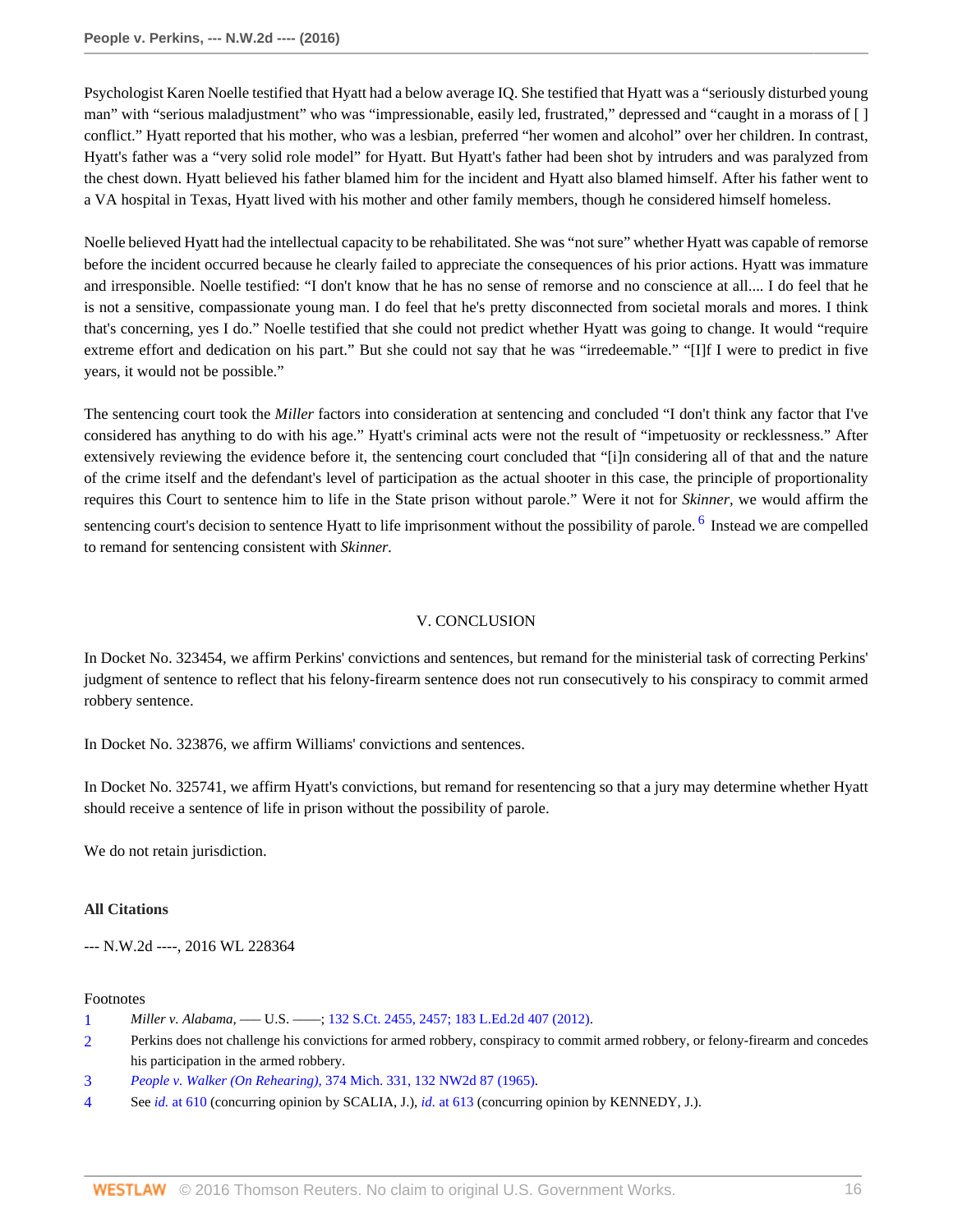Psychologist Karen Noelle testified that Hyatt had a below average IQ. She testified that Hyatt was a "seriously disturbed young man" with "serious maladjustment" who was "impressionable, easily led, frustrated," depressed and "caught in a morass of [ ] conflict." Hyatt reported that his mother, who was a lesbian, preferred "her women and alcohol" over her children. In contrast, Hyatt's father was a "very solid role model" for Hyatt. But Hyatt's father had been shot by intruders and was paralyzed from the chest down. Hyatt believed his father blamed him for the incident and Hyatt also blamed himself. After his father went to a VA hospital in Texas, Hyatt lived with his mother and other family members, though he considered himself homeless.

Noelle believed Hyatt had the intellectual capacity to be rehabilitated. She was "not sure" whether Hyatt was capable of remorse before the incident occurred because he clearly failed to appreciate the consequences of his prior actions. Hyatt was immature and irresponsible. Noelle testified: "I don't know that he has no sense of remorse and no conscience at all.... I do feel that he is not a sensitive, compassionate young man. I do feel that he's pretty disconnected from societal morals and mores. I think that's concerning, yes I do." Noelle testified that she could not predict whether Hyatt was going to change. It would "require extreme effort and dedication on his part." But she could not say that he was "irredeemable." "[I]f I were to predict in five years, it would not be possible."

The sentencing court took the *Miller* factors into consideration at sentencing and concluded "I don't think any factor that I've considered has anything to do with his age." Hyatt's criminal acts were not the result of "impetuosity or recklessness." After extensively reviewing the evidence before it, the sentencing court concluded that "[i]n considering all of that and the nature of the crime itself and the defendant's level of participation as the actual shooter in this case, the principle of proportionality requires this Court to sentence him to life in the State prison without parole." Were it not for *Skinner*, we would affirm the sentencing court's decision to sentence Hyatt to life imprisonment without the possibility of parole. [6] Instead we are compelled to remand for sentencing consistent with *Skinner*.

## V. CONCLUSION

In Docket No. 323454, we affirm Perkins' convictions and sentences, but remand for the ministerial task of correcting Perkins' judgment of sentence to reflect that his felony-firearm sentence does not run consecutively to his conspiracy to commit armed robbery sentence.

In Docket No. 323876, we affirm Williams' convictions and sentences.

In Docket No. 325741, we affirm Hyatt's convictions, but remand for resentencing so that a jury may determine whether Hyatt should receive a sentence of life in prison without the possibility of parole.

We do not retain jurisdiction.

**All Citations**

--- N.W.2d ----, 2016 WL 228364

Footnotes

1. *Miller v. Alabama*, ––– U.S. ––––; 132 S.Ct. 2455, 2457; 183 L.Ed.2d 407 (2012).
2. Perkins does not challenge his convictions for armed robbery, conspiracy to commit armed robbery, or felony-firearm and concedes his participation in the armed robbery.
3. *People v. Walker (On Rehearing)*, 374 Mich. 331, 132 NW2d 87 (1965).
4. See *id.* at 610 (concurring opinion by SCALIA, J.), *id.* at 613 (concurring opinion by KENNEDY, J.).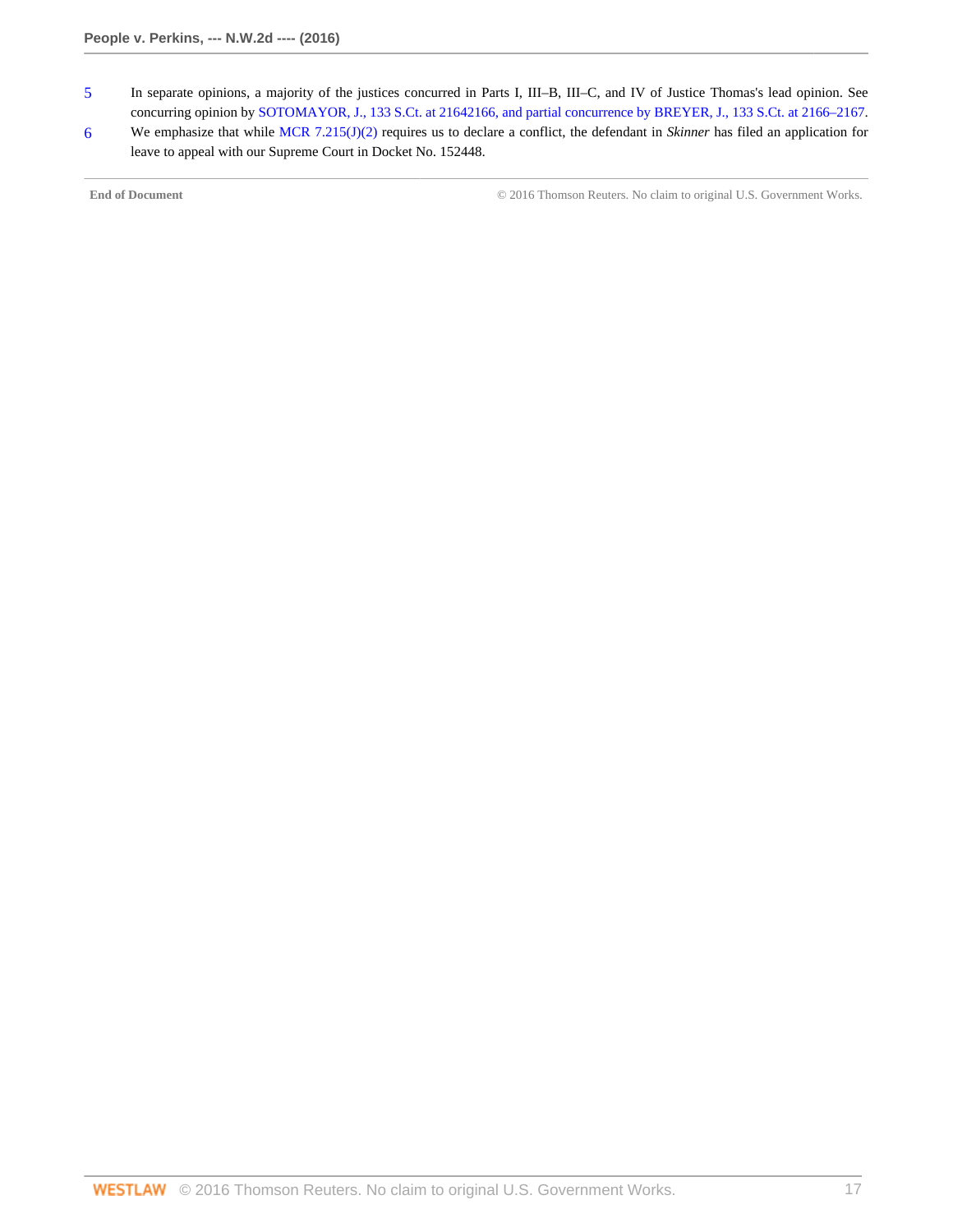5 In separate opinions, a majority of the justices concurred in Parts I, III–B, III–C, and IV of Justice Thomas's lead opinion. See concurring opinion by SOTOMAYOR, J., 133 S.Ct. at 21642166, and partial concurrence by BREYER, J., 133 S.Ct. at 2166–2167.

6 We emphasize that while MCR 7.215(J)(2) requires us to declare a conflict, the defendant in *Skinner* has filed an application for leave to appeal with our Supreme Court in Docket No. 152448.

**End of Document** © 2016 Thomson Reuters. No claim to original U.S. Government Works.